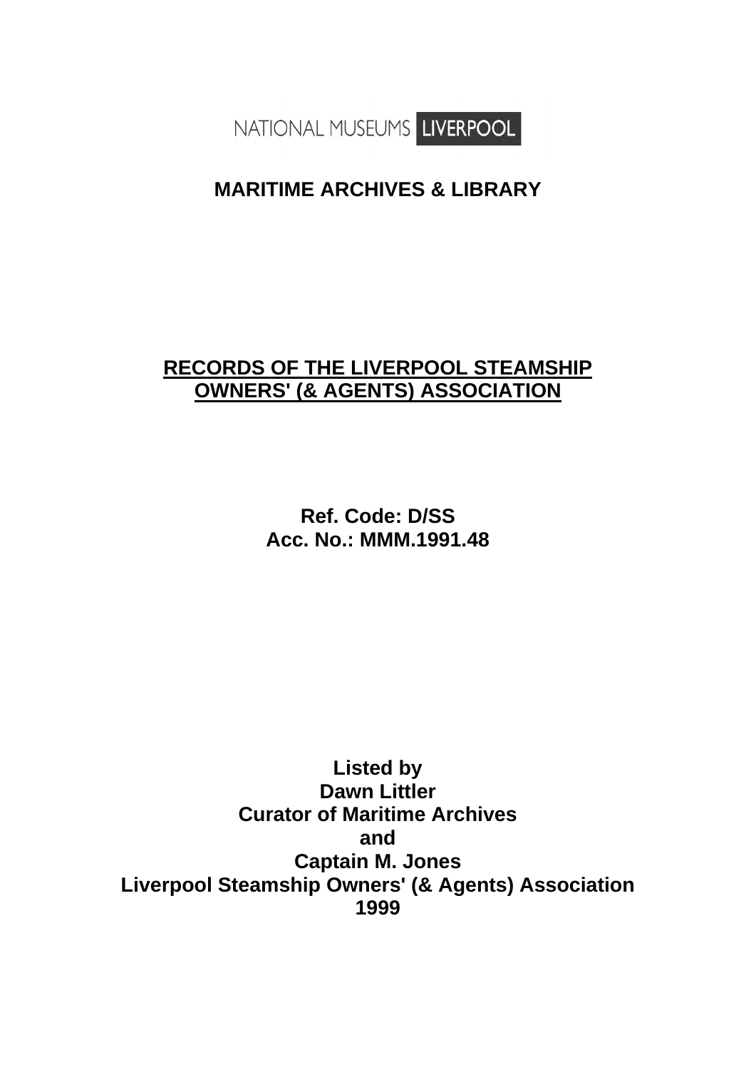NATIONAL MUSEUMS LIVERPOOL

## MARITIME ARCHIVES & LIBRARY

# RECORDS OF THE LIVERPOOL STEAMSHIP OWNERS' (& AGENTS) ASSOCIATION

**Ref. Code: D/SS**
**Acc. No.: MMM.1991.48**

**Listed by**
**Dawn Littler**
**Curator of Maritime Archives**
**and**
**Captain M. Jones**
**Liverpool Steamship Owners' (& Agents) Association**
**1999**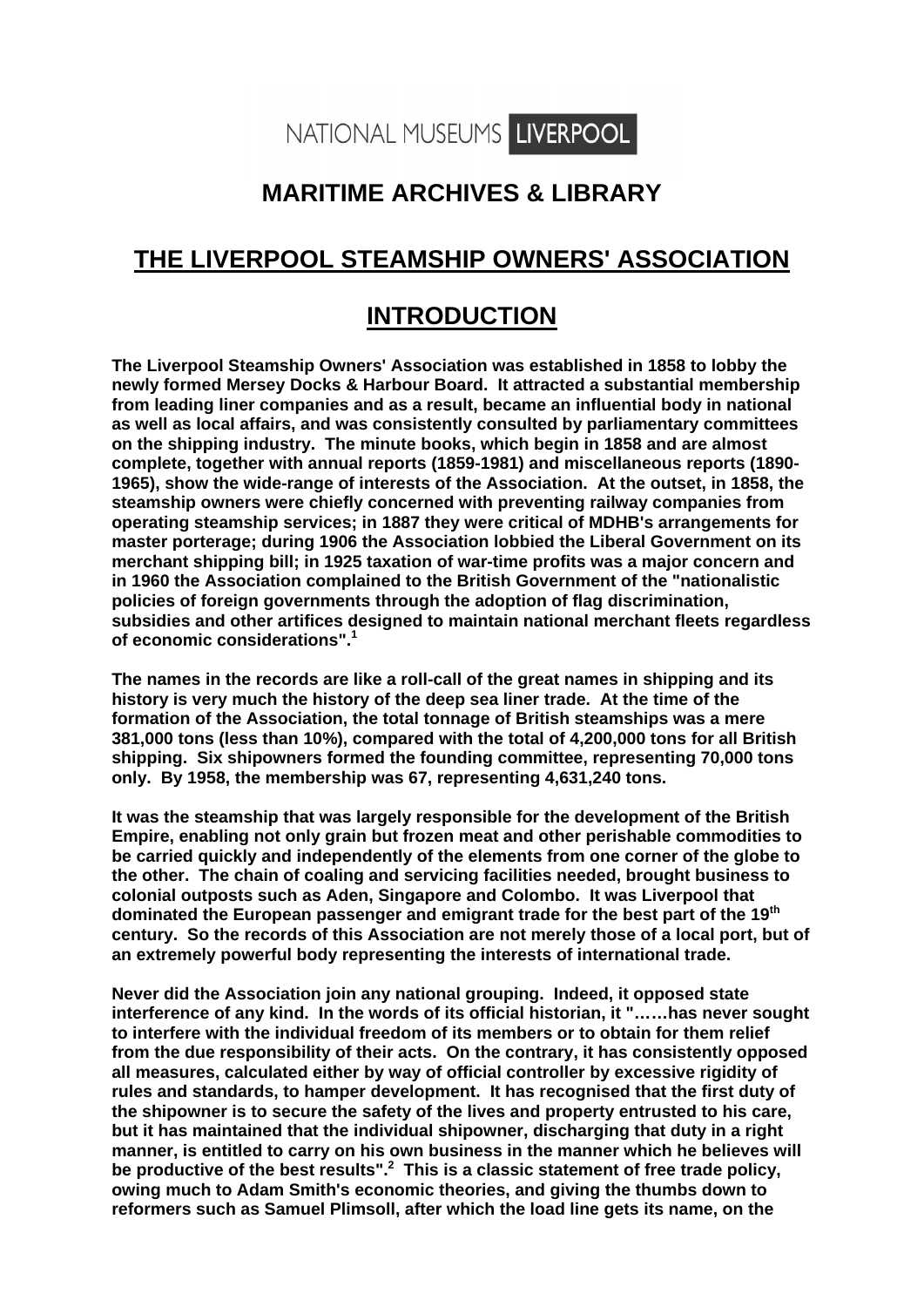NATIONAL MUSEUMS LIVERPOOL

# MARITIME ARCHIVES & LIBRARY

## THE LIVERPOOL STEAMSHIP OWNERS' ASSOCIATION

## INTRODUCTION

**The Liverpool Steamship Owners' Association was established in 1858 to lobby the newly formed Mersey Docks & Harbour Board. It attracted a substantial membership from leading liner companies and as a result, became an influential body in national as well as local affairs, and was consistently consulted by parliamentary committees on the shipping industry. The minute books, which begin in 1858 and are almost complete, together with annual reports (1859-1981) and miscellaneous reports (1890-1965), show the wide-range of interests of the Association. At the outset, in 1858, the steamship owners were chiefly concerned with preventing railway companies from operating steamship services; in 1887 they were critical of MDHB's arrangements for master porterage; during 1906 the Association lobbied the Liberal Government on its merchant shipping bill; in 1925 taxation of war-time profits was a major concern and in 1960 the Association complained to the British Government of the "nationalistic policies of foreign governments through the adoption of flag discrimination, subsidies and other artifices designed to maintain national merchant fleets regardless of economic considerations".[1]**

**The names in the records are like a roll-call of the great names in shipping and its history is very much the history of the deep sea liner trade. At the time of the formation of the Association, the total tonnage of British steamships was a mere 381,000 tons (less than 10%), compared with the total of 4,200,000 tons for all British shipping. Six shipowners formed the founding committee, representing 70,000 tons only. By 1958, the membership was 67, representing 4,631,240 tons.**

**It was the steamship that was largely responsible for the development of the British Empire, enabling not only grain but frozen meat and other perishable commodities to be carried quickly and independently of the elements from one corner of the globe to the other. The chain of coaling and servicing facilities needed, brought business to colonial outposts such as Aden, Singapore and Colombo. It was Liverpool that dominated the European passenger and emigrant trade for the best part of the 19th century. So the records of this Association are not merely those of a local port, but of an extremely powerful body representing the interests of international trade.**

**Never did the Association join any national grouping. Indeed, it opposed state interference of any kind. In the words of its official historian, it "……has never sought to interfere with the individual freedom of its members or to obtain for them relief from the due responsibility of their acts. On the contrary, it has consistently opposed all measures, calculated either by way of official controller by excessive rigidity of rules and standards, to hamper development. It has recognised that the first duty of the shipowner is to secure the safety of the lives and property entrusted to his care, but it has maintained that the individual shipowner, discharging that duty in a right manner, is entitled to carry on his own business in the manner which he believes will be productive of the best results".[2] This is a classic statement of free trade policy, owing much to Adam Smith's economic theories, and giving the thumbs down to reformers such as Samuel Plimsoll, after which the load line gets its name, on the**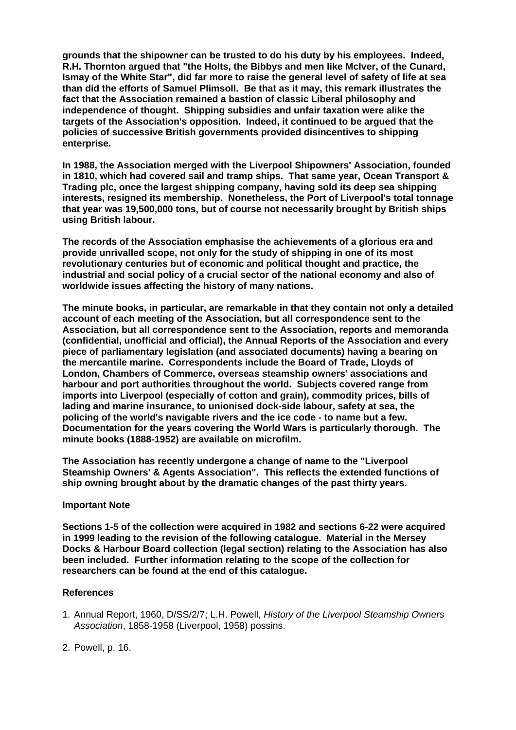**grounds that the shipowner can be trusted to do his duty by his employees. Indeed, R.H. Thornton argued that "the Holts, the Bibbys and men like McIver, of the Cunard, Ismay of the White Star", did far more to raise the general level of safety of life at sea than did the efforts of Samuel Plimsoll. Be that as it may, this remark illustrates the fact that the Association remained a bastion of classic Liberal philosophy and independence of thought. Shipping subsidies and unfair taxation were alike the targets of the Association's opposition. Indeed, it continued to be argued that the policies of successive British governments provided disincentives to shipping enterprise.**

**In 1988, the Association merged with the Liverpool Shipowners' Association, founded in 1810, which had covered sail and tramp ships. That same year, Ocean Transport & Trading plc, once the largest shipping company, having sold its deep sea shipping interests, resigned its membership. Nonetheless, the Port of Liverpool's total tonnage that year was 19,500,000 tons, but of course not necessarily brought by British ships using British labour.**

**The records of the Association emphasise the achievements of a glorious era and provide unrivalled scope, not only for the study of shipping in one of its most revolutionary centuries but of economic and political thought and practice, the industrial and social policy of a crucial sector of the national economy and also of worldwide issues affecting the history of many nations.**

**The minute books, in particular, are remarkable in that they contain not only a detailed account of each meeting of the Association, but all correspondence sent to the Association, but all correspondence sent to the Association, reports and memoranda (confidential, unofficial and official), the Annual Reports of the Association and every piece of parliamentary legislation (and associated documents) having a bearing on the mercantile marine. Correspondents include the Board of Trade, Lloyds of London, Chambers of Commerce, overseas steamship owners' associations and harbour and port authorities throughout the world. Subjects covered range from imports into Liverpool (especially of cotton and grain), commodity prices, bills of lading and marine insurance, to unionised dock-side labour, safety at sea, the policing of the world's navigable rivers and the ice code - to name but a few. Documentation for the years covering the World Wars is particularly thorough. The minute books (1888-1952) are available on microfilm.**

**The Association has recently undergone a change of name to the "Liverpool Steamship Owners' & Agents Association". This reflects the extended functions of ship owning brought about by the dramatic changes of the past thirty years.**

**Important Note**

**Sections 1-5 of the collection were acquired in 1982 and sections 6-22 were acquired in 1999 leading to the revision of the following catalogue. Material in the Mersey Docks & Harbour Board collection (legal section) relating to the Association has also been included. Further information relating to the scope of the collection for researchers can be found at the end of this catalogue.**

**References**

1. Annual Report, 1960, D/SS/2/7; L.H. Powell, *History of the Liverpool Steamship Owners Association*, 1858-1958 (Liverpool, 1958) possins.
2. Powell, p. 16.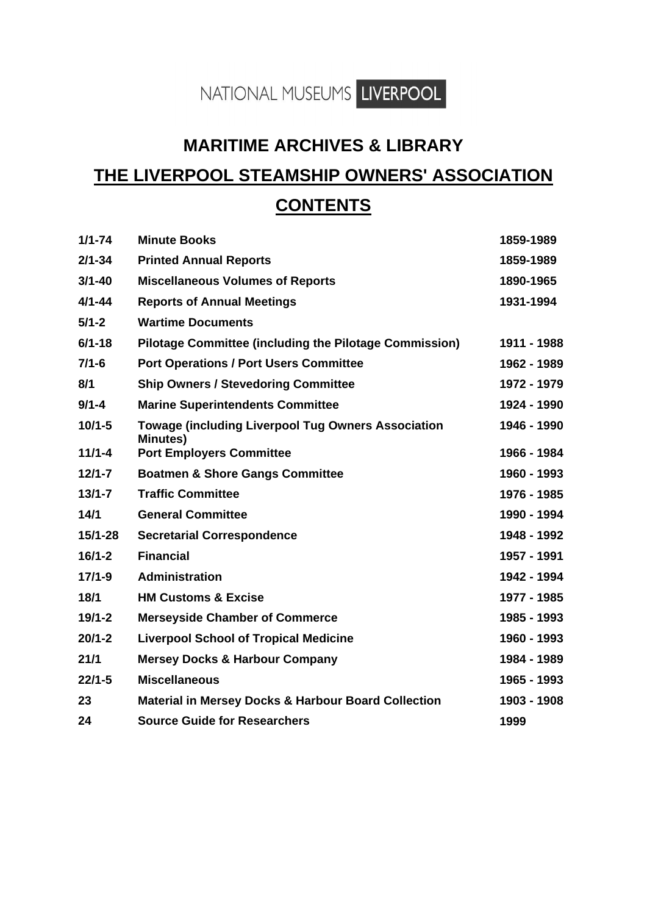NATIONAL MUSEUMS LIVERPOOL

# MARITIME ARCHIVES & LIBRARY

## THE LIVERPOOL STEAMSHIP OWNERS' ASSOCIATION

## CONTENTS

| | | |
|---|---|---|
| **1/1-74** | **Minute Books** | **1859-1989** |
| **2/1-34** | **Printed Annual Reports** | **1859-1989** |
| **3/1-40** | **Miscellaneous Volumes of Reports** | **1890-1965** |
| **4/1-44** | **Reports of Annual Meetings** | **1931-1994** |
| **5/1-2** | **Wartime Documents** | |
| **6/1-18** | **Pilotage Committee (including the Pilotage Commission)** | **1911 - 1988** |
| **7/1-6** | **Port Operations / Port Users Committee** | **1962 - 1989** |
| **8/1** | **Ship Owners / Stevedoring Committee** | **1972 - 1979** |
| **9/1-4** | **Marine Superintendents Committee** | **1924 - 1990** |
| **10/1-5** | **Towage (including Liverpool Tug Owners Association Minutes)** | **1946 - 1990** |
| **11/1-4** | **Port Employers Committee** | **1966 - 1984** |
| **12/1-7** | **Boatmen & Shore Gangs Committee** | **1960 - 1993** |
| **13/1-7** | **Traffic Committee** | **1976 - 1985** |
| **14/1** | **General Committee** | **1990 - 1994** |
| **15/1-28** | **Secretarial Correspondence** | **1948 - 1992** |
| **16/1-2** | **Financial** | **1957 - 1991** |
| **17/1-9** | **Administration** | **1942 - 1994** |
| **18/1** | **HM Customs & Excise** | **1977 - 1985** |
| **19/1-2** | **Merseyside Chamber of Commerce** | **1985 - 1993** |
| **20/1-2** | **Liverpool School of Tropical Medicine** | **1960 - 1993** |
| **21/1** | **Mersey Docks & Harbour Company** | **1984 - 1989** |
| **22/1-5** | **Miscellaneous** | **1965 - 1993** |
| **23** | **Material in Mersey Docks & Harbour Board Collection** | **1903 - 1908** |
| **24** | **Source Guide for Researchers** | **1999** |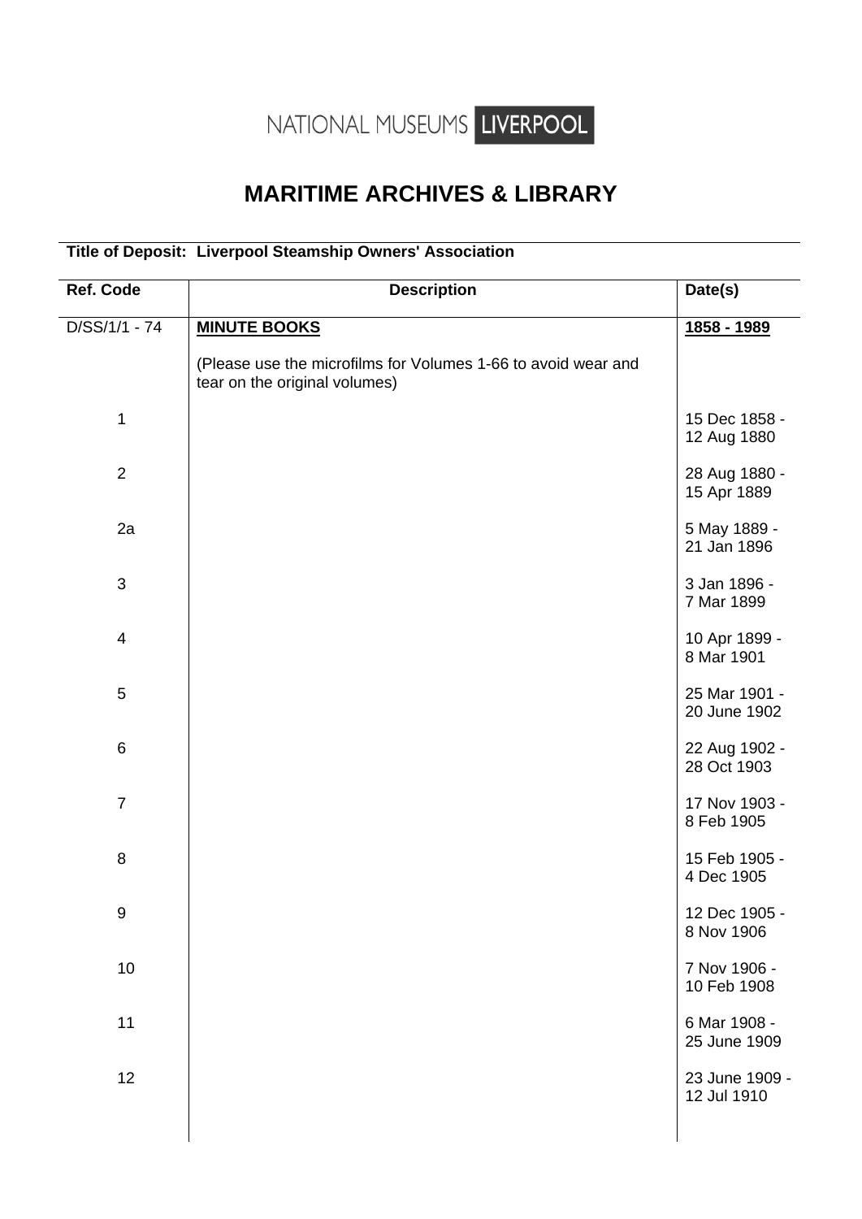NATIONAL MUSEUMS LIVERPOOL

# MARITIME ARCHIVES & LIBRARY

**Title of Deposit: Liverpool Steamship Owners' Association**

| Ref. Code | Description | Date(s) |
|---|---|---|
| D/SS/1/1 - 74 | **MINUTE BOOKS** | **1858 - 1989** |
| | (Please use the microfilms for Volumes 1-66 to avoid wear and tear on the original volumes) | |
| 1 | | 15 Dec 1858 - 12 Aug 1880 |
| 2 | | 28 Aug 1880 - 15 Apr 1889 |
| 2a | | 5 May 1889 - 21 Jan 1896 |
| 3 | | 3 Jan 1896 - 7 Mar 1899 |
| 4 | | 10 Apr 1899 - 8 Mar 1901 |
| 5 | | 25 Mar 1901 - 20 June 1902 |
| 6 | | 22 Aug 1902 - 28 Oct 1903 |
| 7 | | 17 Nov 1903 - 8 Feb 1905 |
| 8 | | 15 Feb 1905 - 4 Dec 1905 |
| 9 | | 12 Dec 1905 - 8 Nov 1906 |
| 10 | | 7 Nov 1906 - 10 Feb 1908 |
| 11 | | 6 Mar 1908 - 25 June 1909 |
| 12 | | 23 June 1909 - 12 Jul 1910 |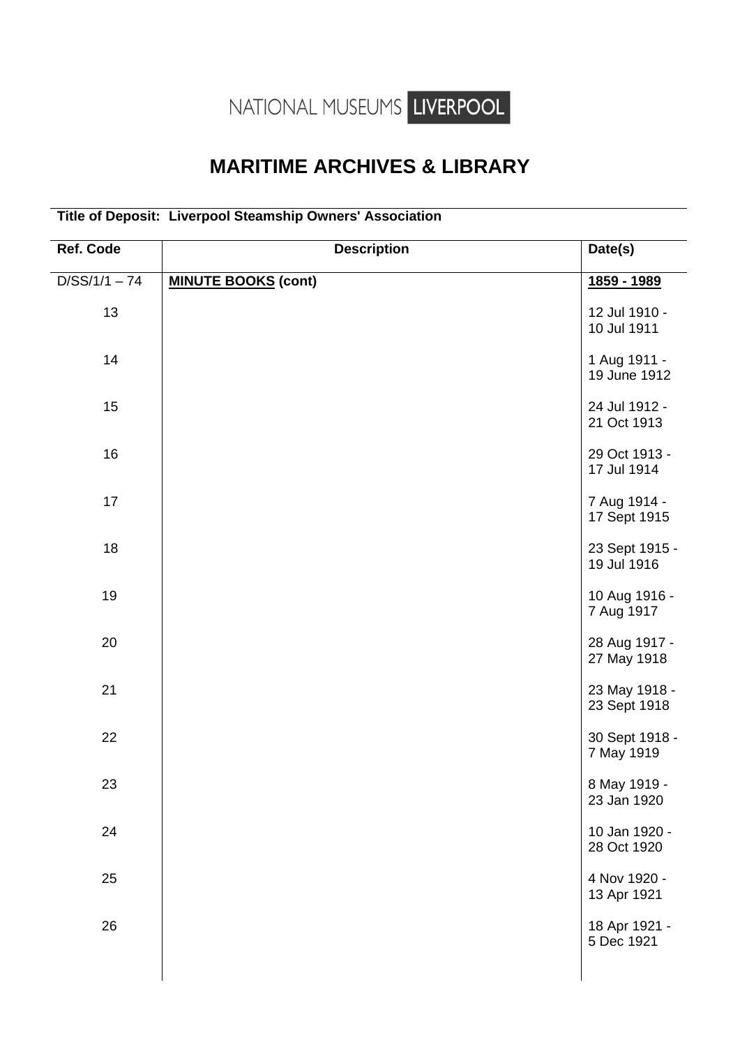NATIONAL MUSEUMS LIVERPOOL

# MARITIME ARCHIVES & LIBRARY

**Title of Deposit: Liverpool Steamship Owners' Association**

| Ref. Code | Description | Date(s) |
|---|---|---|
| D/SS/1/1 – 74 | **MINUTE BOOKS (cont)** | **1859 - 1989** |
| 13 | | 12 Jul 1910 - 10 Jul 1911 |
| 14 | | 1 Aug 1911 - 19 June 1912 |
| 15 | | 24 Jul 1912 - 21 Oct 1913 |
| 16 | | 29 Oct 1913 - 17 Jul 1914 |
| 17 | | 7 Aug 1914 - 17 Sept 1915 |
| 18 | | 23 Sept 1915 - 19 Jul 1916 |
| 19 | | 10 Aug 1916 - 7 Aug 1917 |
| 20 | | 28 Aug 1917 - 27 May 1918 |
| 21 | | 23 May 1918 - 23 Sept 1918 |
| 22 | | 30 Sept 1918 - 7 May 1919 |
| 23 | | 8 May 1919 - 23 Jan 1920 |
| 24 | | 10 Jan 1920 - 28 Oct 1920 |
| 25 | | 4 Nov 1920 - 13 Apr 1921 |
| 26 | | 18 Apr 1921 - 5 Dec 1921 |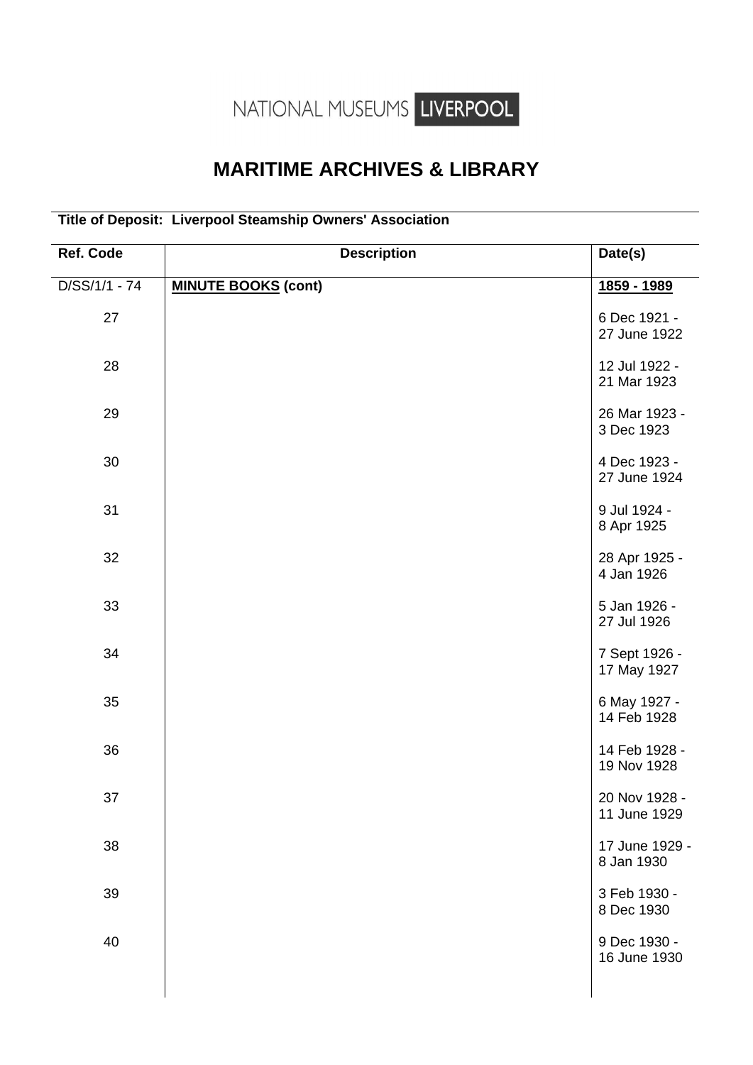NATIONAL MUSEUMS LIVERPOOL

# MARITIME ARCHIVES & LIBRARY

**Title of Deposit: Liverpool Steamship Owners' Association**

| Ref. Code | Description | Date(s) |
|---|---|---|
| D/SS/1/1 - 74 | **MINUTE BOOKS (cont)** | **1859 - 1989** |
| 27 | | 6 Dec 1921 - 27 June 1922 |
| 28 | | 12 Jul 1922 - 21 Mar 1923 |
| 29 | | 26 Mar 1923 - 3 Dec 1923 |
| 30 | | 4 Dec 1923 - 27 June 1924 |
| 31 | | 9 Jul 1924 - 8 Apr 1925 |
| 32 | | 28 Apr 1925 - 4 Jan 1926 |
| 33 | | 5 Jan 1926 - 27 Jul 1926 |
| 34 | | 7 Sept 1926 - 17 May 1927 |
| 35 | | 6 May 1927 - 14 Feb 1928 |
| 36 | | 14 Feb 1928 - 19 Nov 1928 |
| 37 | | 20 Nov 1928 - 11 June 1929 |
| 38 | | 17 June 1929 - 8 Jan 1930 |
| 39 | | 3 Feb 1930 - 8 Dec 1930 |
| 40 | | 9 Dec 1930 - 16 June 1930 |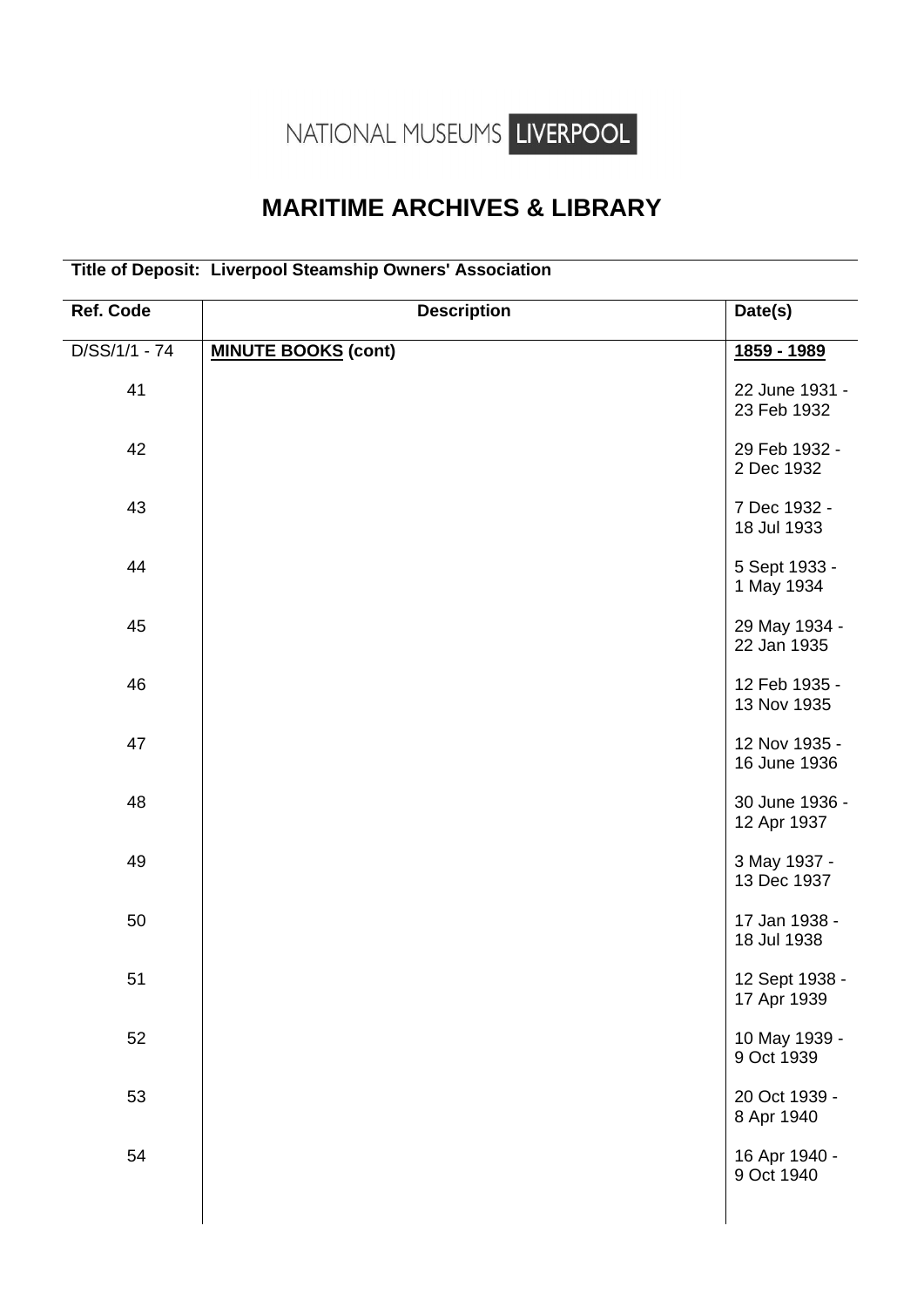NATIONAL MUSEUMS LIVERPOOL

# MARITIME ARCHIVES & LIBRARY

**Title of Deposit: Liverpool Steamship Owners' Association**

| Ref. Code | Description | Date(s) |
|---|---|---|
| D/SS/1/1 - 74 | **MINUTE BOOKS (cont)** | **1859 - 1989** |
| 41 | | 22 June 1931 - 23 Feb 1932 |
| 42 | | 29 Feb 1932 - 2 Dec 1932 |
| 43 | | 7 Dec 1932 - 18 Jul 1933 |
| 44 | | 5 Sept 1933 - 1 May 1934 |
| 45 | | 29 May 1934 - 22 Jan 1935 |
| 46 | | 12 Feb 1935 - 13 Nov 1935 |
| 47 | | 12 Nov 1935 - 16 June 1936 |
| 48 | | 30 June 1936 - 12 Apr 1937 |
| 49 | | 3 May 1937 - 13 Dec 1937 |
| 50 | | 17 Jan 1938 - 18 Jul 1938 |
| 51 | | 12 Sept 1938 - 17 Apr 1939 |
| 52 | | 10 May 1939 - 9 Oct 1939 |
| 53 | | 20 Oct 1939 - 8 Apr 1940 |
| 54 | | 16 Apr 1940 - 9 Oct 1940 |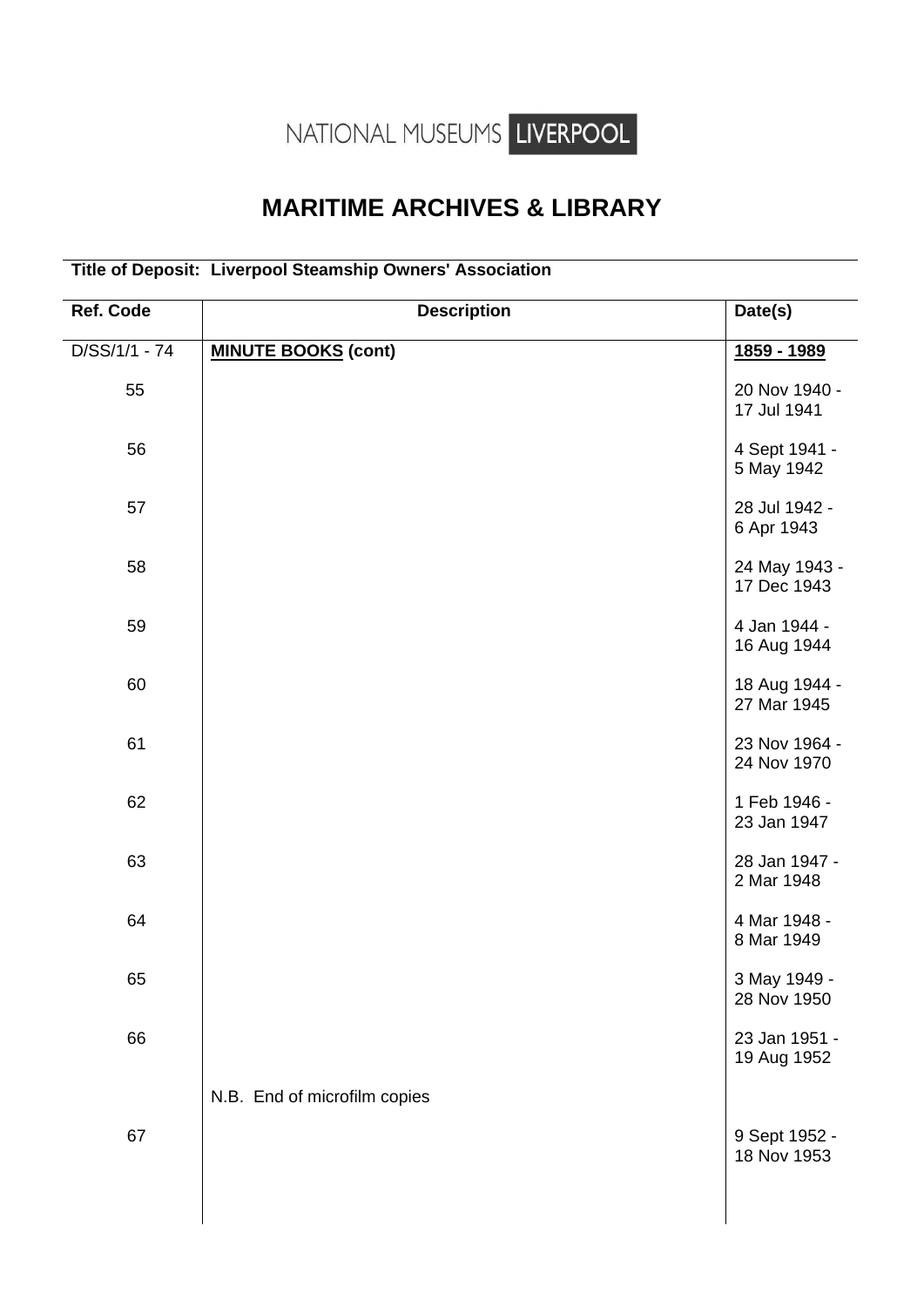NATIONAL MUSEUMS LIVERPOOL

# MARITIME ARCHIVES & LIBRARY

**Title of Deposit: Liverpool Steamship Owners' Association**

| Ref. Code | Description | Date(s) |
|---|---|---|
| D/SS/1/1 - 74 | **MINUTE BOOKS (cont)** | **1859 - 1989** |
| 55 | | 20 Nov 1940 - 17 Jul 1941 |
| 56 | | 4 Sept 1941 - 5 May 1942 |
| 57 | | 28 Jul 1942 - 6 Apr 1943 |
| 58 | | 24 May 1943 - 17 Dec 1943 |
| 59 | | 4 Jan 1944 - 16 Aug 1944 |
| 60 | | 18 Aug 1944 - 27 Mar 1945 |
| 61 | | 23 Nov 1964 - 24 Nov 1970 |
| 62 | | 1 Feb 1946 - 23 Jan 1947 |
| 63 | | 28 Jan 1947 - 2 Mar 1948 |
| 64 | | 4 Mar 1948 - 8 Mar 1949 |
| 65 | | 3 May 1949 - 28 Nov 1950 |
| 66 | | 23 Jan 1951 - 19 Aug 1952 |
| | N.B. End of microfilm copies | |
| 67 | | 9 Sept 1952 - 18 Nov 1953 |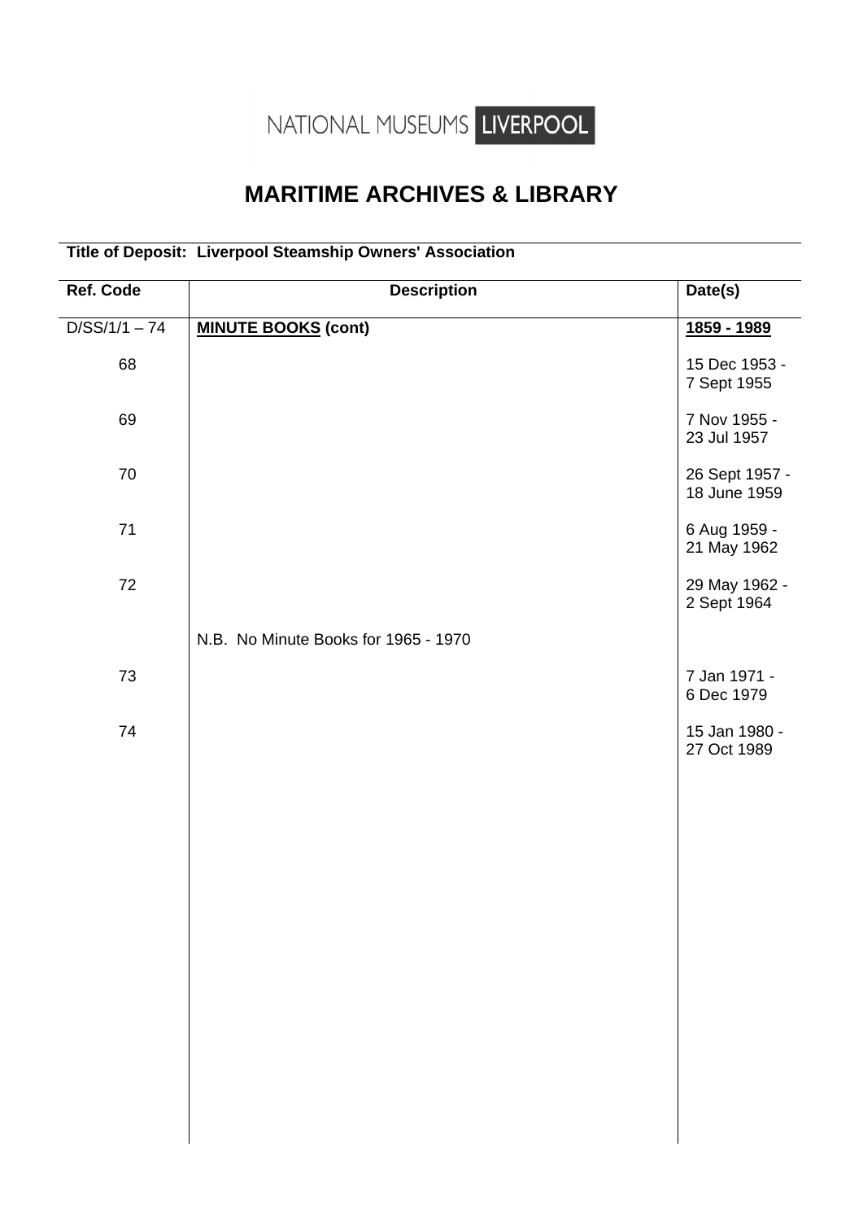NATIONAL MUSEUMS LIVERPOOL

# MARITIME ARCHIVES & LIBRARY

**Title of Deposit: Liverpool Steamship Owners' Association**

| Ref. Code | Description | Date(s) |
|---|---|---|
| D/SS/1/1 – 74 | **MINUTE BOOKS (cont)** | **1859 - 1989** |
| 68 | | 15 Dec 1953 - 7 Sept 1955 |
| 69 | | 7 Nov 1955 - 23 Jul 1957 |
| 70 | | 26 Sept 1957 - 18 June 1959 |
| 71 | | 6 Aug 1959 - 21 May 1962 |
| 72 | | 29 May 1962 - 2 Sept 1964 |
| | N.B. No Minute Books for 1965 - 1970 | |
| 73 | | 7 Jan 1971 - 6 Dec 1979 |
| 74 | | 15 Jan 1980 - 27 Oct 1989 |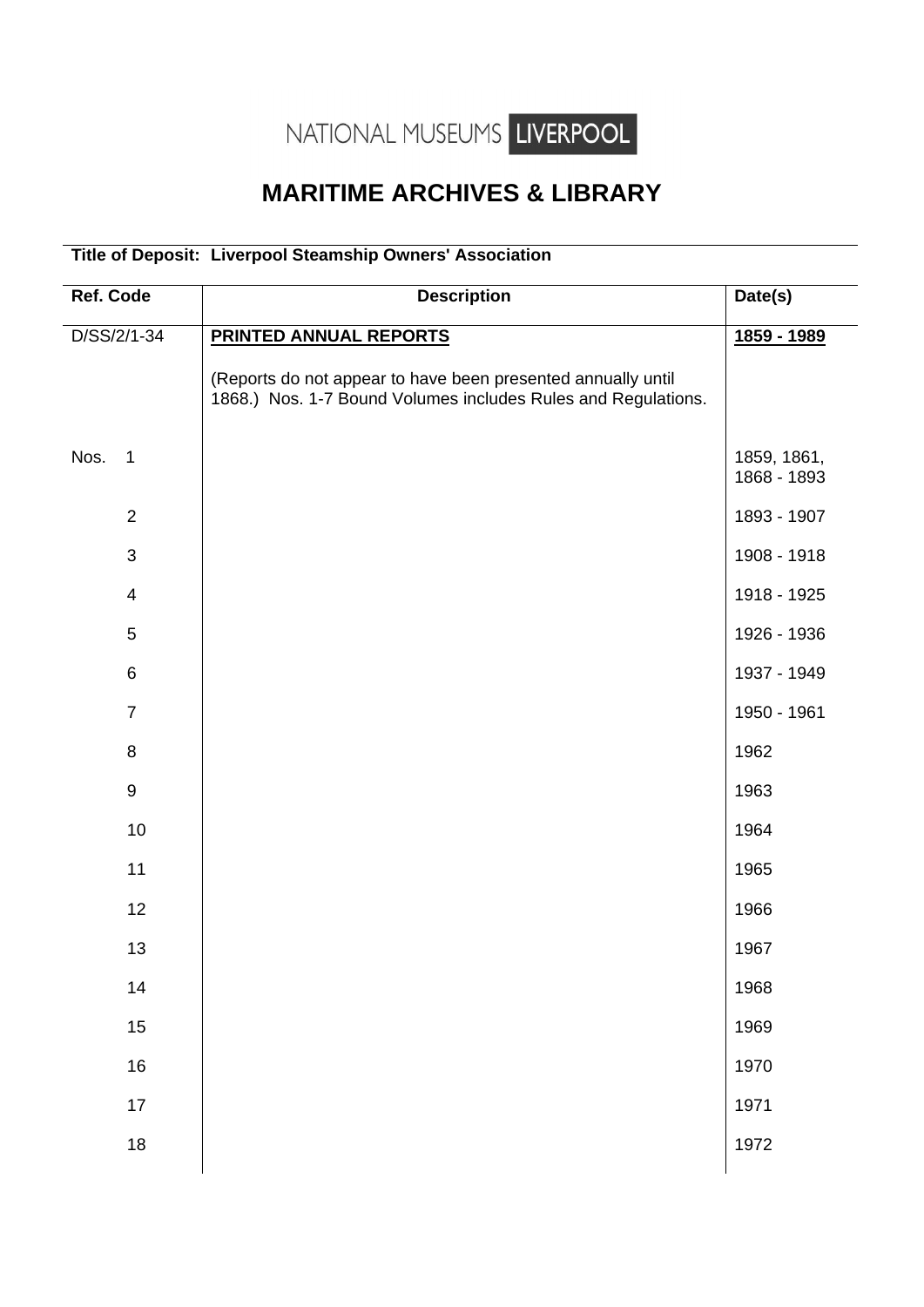NATIONAL MUSEUMS LIVERPOOL

# MARITIME ARCHIVES & LIBRARY

**Title of Deposit: Liverpool Steamship Owners' Association**

| Ref. Code | Description | Date(s) |
|---|---|---|
| D/SS/2/1-34 | **PRINTED ANNUAL REPORTS** | **1859 - 1989** |
| | (Reports do not appear to have been presented annually until 1868.) Nos. 1-7 Bound Volumes includes Rules and Regulations. | |
| Nos. 1 | | 1859, 1861, 1868 - 1893 |
| 2 | | 1893 - 1907 |
| 3 | | 1908 - 1918 |
| 4 | | 1918 - 1925 |
| 5 | | 1926 - 1936 |
| 6 | | 1937 - 1949 |
| 7 | | 1950 - 1961 |
| 8 | | 1962 |
| 9 | | 1963 |
| 10 | | 1964 |
| 11 | | 1965 |
| 12 | | 1966 |
| 13 | | 1967 |
| 14 | | 1968 |
| 15 | | 1969 |
| 16 | | 1970 |
| 17 | | 1971 |
| 18 | | 1972 |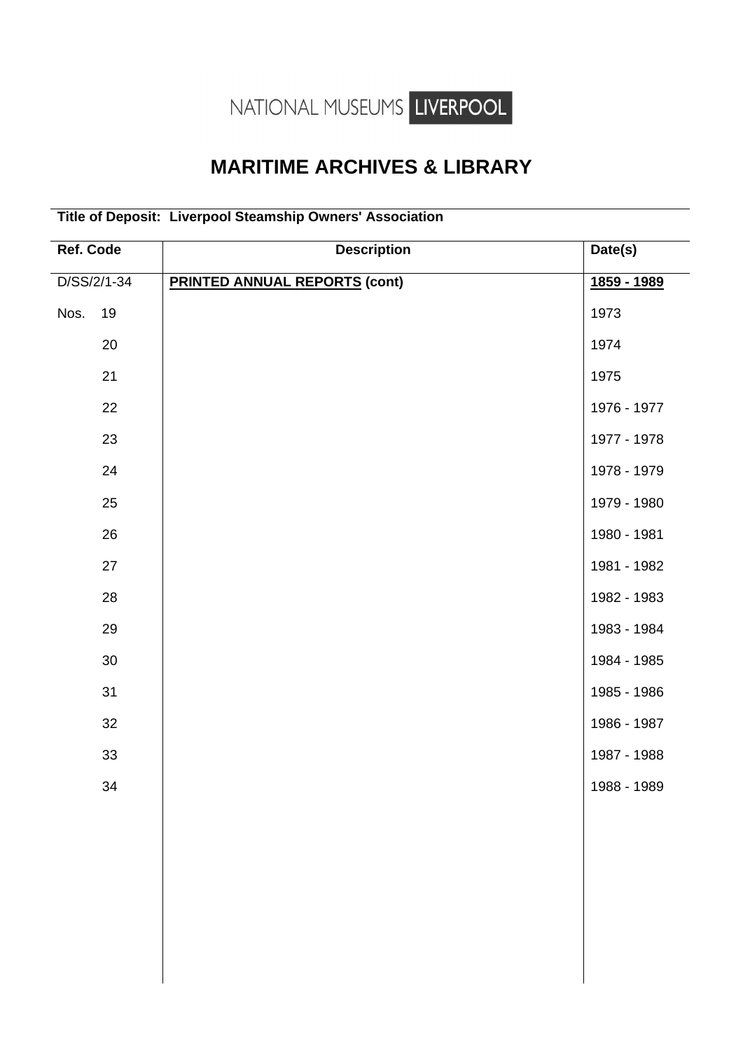NATIONAL MUSEUMS LIVERPOOL

# MARITIME ARCHIVES & LIBRARY

**Title of Deposit: Liverpool Steamship Owners' Association**

| Ref. Code | Description | Date(s) |
|---|---|---|
| D/SS/2/1-34 | **PRINTED ANNUAL REPORTS (cont)** | **1859 - 1989** |
| Nos. 19 | | 1973 |
| 20 | | 1974 |
| 21 | | 1975 |
| 22 | | 1976 - 1977 |
| 23 | | 1977 - 1978 |
| 24 | | 1978 - 1979 |
| 25 | | 1979 - 1980 |
| 26 | | 1980 - 1981 |
| 27 | | 1981 - 1982 |
| 28 | | 1982 - 1983 |
| 29 | | 1983 - 1984 |
| 30 | | 1984 - 1985 |
| 31 | | 1985 - 1986 |
| 32 | | 1986 - 1987 |
| 33 | | 1987 - 1988 |
| 34 | | 1988 - 1989 |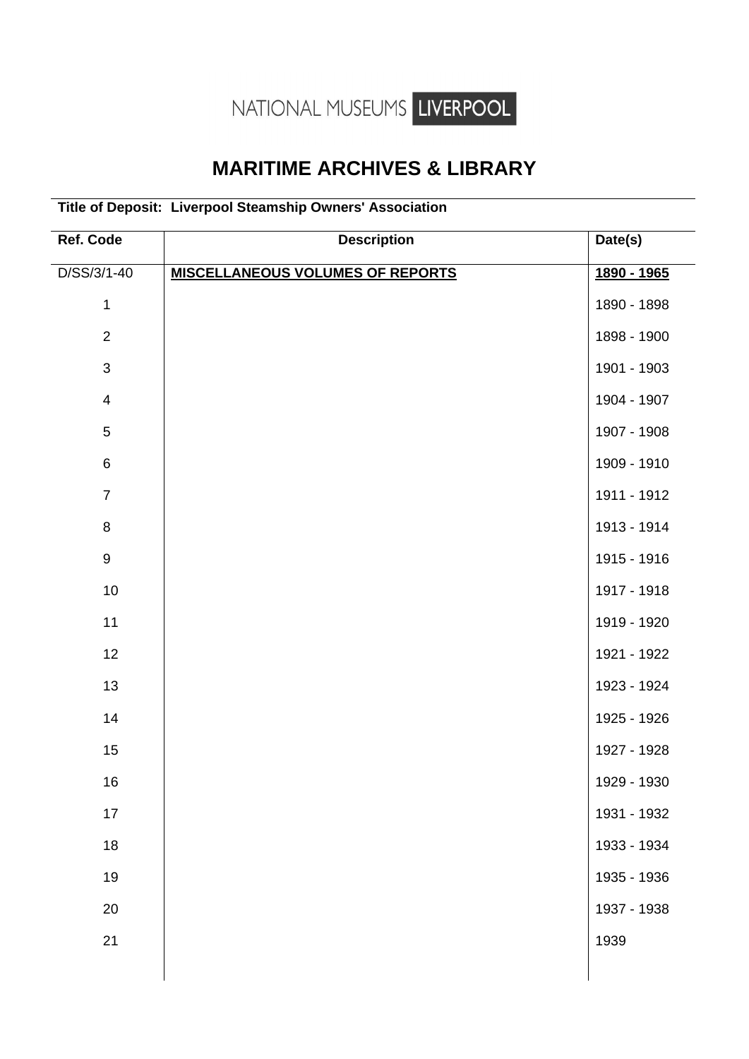NATIONAL MUSEUMS LIVERPOOL

# MARITIME ARCHIVES & LIBRARY

**Title of Deposit: Liverpool Steamship Owners' Association**

| Ref. Code | Description | Date(s) |
|---|---|---|
| D/SS/3/1-40 | **MISCELLANEOUS VOLUMES OF REPORTS** | **1890 - 1965** |
| 1 | | 1890 - 1898 |
| 2 | | 1898 - 1900 |
| 3 | | 1901 - 1903 |
| 4 | | 1904 - 1907 |
| 5 | | 1907 - 1908 |
| 6 | | 1909 - 1910 |
| 7 | | 1911 - 1912 |
| 8 | | 1913 - 1914 |
| 9 | | 1915 - 1916 |
| 10 | | 1917 - 1918 |
| 11 | | 1919 - 1920 |
| 12 | | 1921 - 1922 |
| 13 | | 1923 - 1924 |
| 14 | | 1925 - 1926 |
| 15 | | 1927 - 1928 |
| 16 | | 1929 - 1930 |
| 17 | | 1931 - 1932 |
| 18 | | 1933 - 1934 |
| 19 | | 1935 - 1936 |
| 20 | | 1937 - 1938 |
| 21 | | 1939 |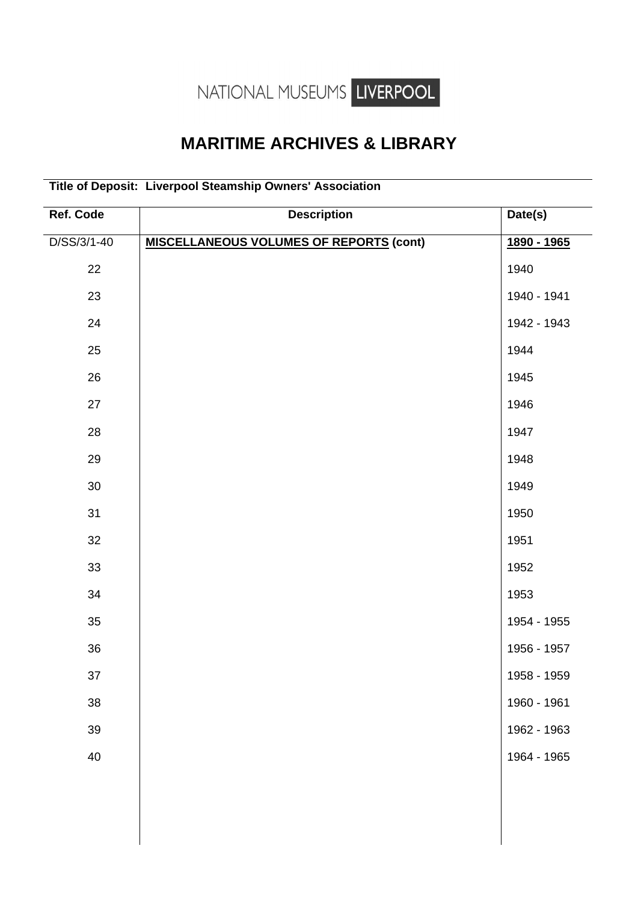NATIONAL MUSEUMS LIVERPOOL

# MARITIME ARCHIVES & LIBRARY

**Title of Deposit: Liverpool Steamship Owners' Association**

| Ref. Code | Description | Date(s) |
|---|---|---|
| D/SS/3/1-40 | **MISCELLANEOUS VOLUMES OF REPORTS (cont)** | **1890 - 1965** |
| 22 | | 1940 |
| 23 | | 1940 - 1941 |
| 24 | | 1942 - 1943 |
| 25 | | 1944 |
| 26 | | 1945 |
| 27 | | 1946 |
| 28 | | 1947 |
| 29 | | 1948 |
| 30 | | 1949 |
| 31 | | 1950 |
| 32 | | 1951 |
| 33 | | 1952 |
| 34 | | 1953 |
| 35 | | 1954 - 1955 |
| 36 | | 1956 - 1957 |
| 37 | | 1958 - 1959 |
| 38 | | 1960 - 1961 |
| 39 | | 1962 - 1963 |
| 40 | | 1964 - 1965 |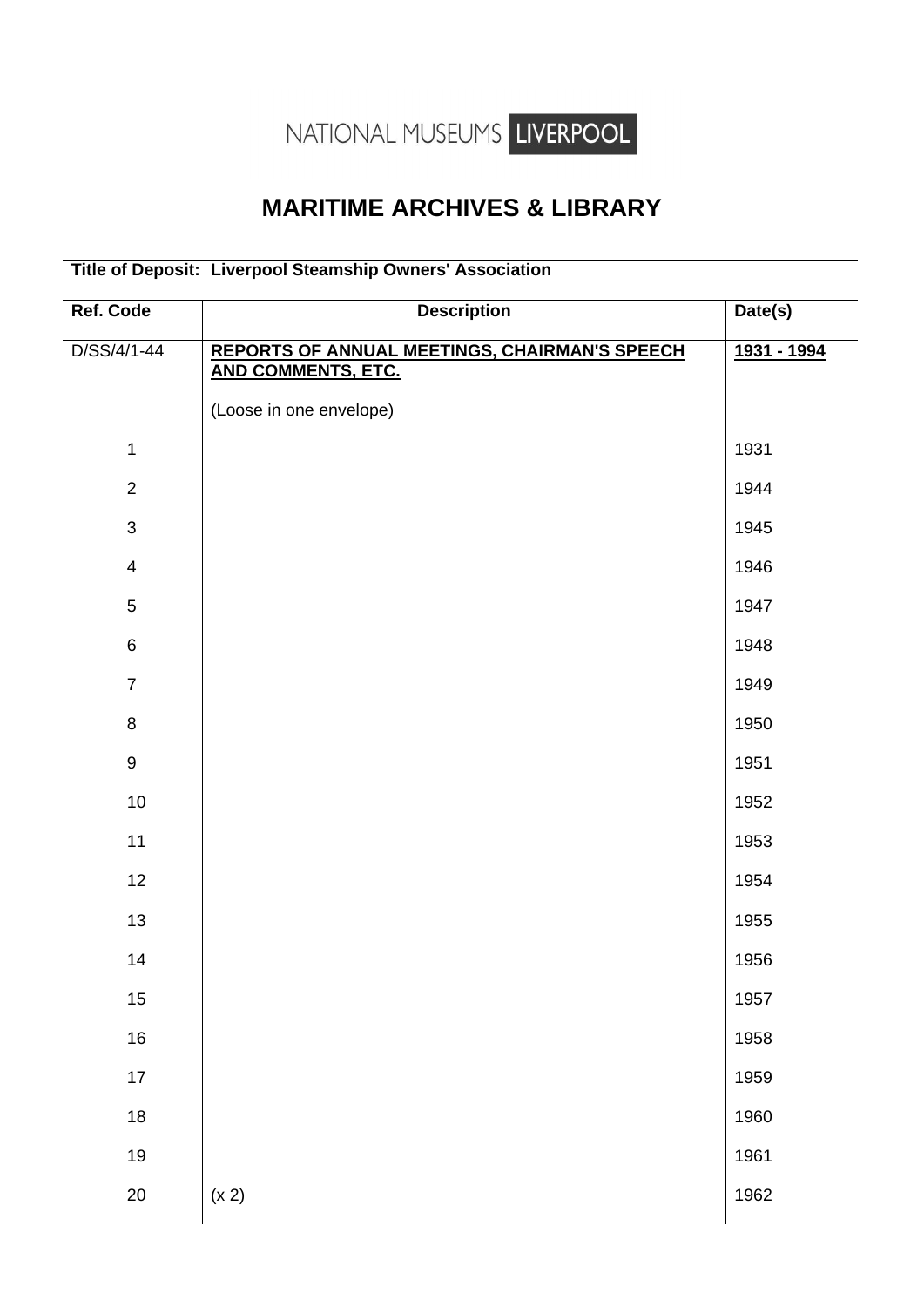NATIONAL MUSEUMS LIVERPOOL

# MARITIME ARCHIVES & LIBRARY

**Title of Deposit: Liverpool Steamship Owners' Association**

| Ref. Code | Description | Date(s) |
|---|---|---|
| D/SS/4/1-44 | **REPORTS OF ANNUAL MEETINGS, CHAIRMAN'S SPEECH AND COMMENTS, ETC.**<br><br>(Loose in one envelope) | **1931 - 1994** |
| 1 | | 1931 |
| 2 | | 1944 |
| 3 | | 1945 |
| 4 | | 1946 |
| 5 | | 1947 |
| 6 | | 1948 |
| 7 | | 1949 |
| 8 | | 1950 |
| 9 | | 1951 |
| 10 | | 1952 |
| 11 | | 1953 |
| 12 | | 1954 |
| 13 | | 1955 |
| 14 | | 1956 |
| 15 | | 1957 |
| 16 | | 1958 |
| 17 | | 1959 |
| 18 | | 1960 |
| 19 | | 1961 |
| 20 | (x 2) | 1962 |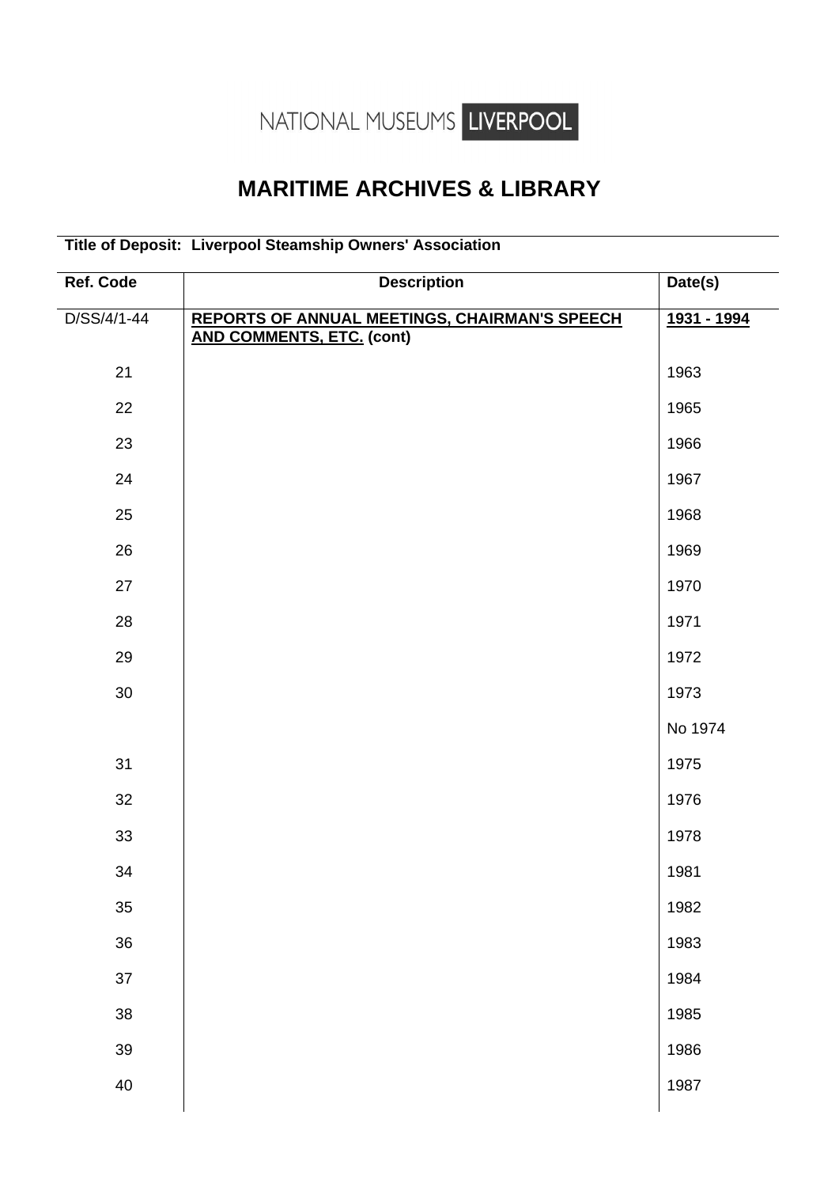NATIONAL MUSEUMS LIVERPOOL

# MARITIME ARCHIVES & LIBRARY

**Title of Deposit: Liverpool Steamship Owners' Association**

| Ref. Code | Description | Date(s) |
|---|---|---|
| D/SS/4/1-44 | **REPORTS OF ANNUAL MEETINGS, CHAIRMAN'S SPEECH AND COMMENTS, ETC. (cont)** | **1931 - 1994** |
| 21 | | 1963 |
| 22 | | 1965 |
| 23 | | 1966 |
| 24 | | 1967 |
| 25 | | 1968 |
| 26 | | 1969 |
| 27 | | 1970 |
| 28 | | 1971 |
| 29 | | 1972 |
| 30 | | 1973 |
| | | No 1974 |
| 31 | | 1975 |
| 32 | | 1976 |
| 33 | | 1978 |
| 34 | | 1981 |
| 35 | | 1982 |
| 36 | | 1983 |
| 37 | | 1984 |
| 38 | | 1985 |
| 39 | | 1986 |
| 40 | | 1987 |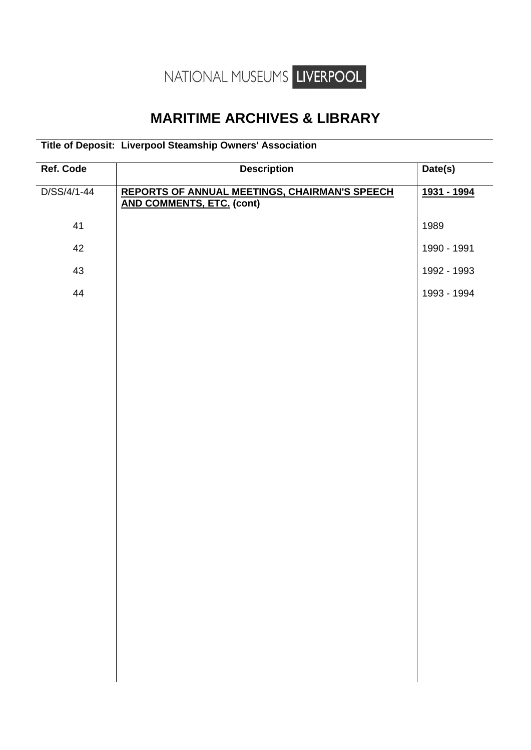NATIONAL MUSEUMS LIVERPOOL

# MARITIME ARCHIVES & LIBRARY

**Title of Deposit: Liverpool Steamship Owners' Association**

| Ref. Code | Description | Date(s) |
|---|---|---|
| D/SS/4/1-44 | **REPORTS OF ANNUAL MEETINGS, CHAIRMAN'S SPEECH AND COMMENTS, ETC. (cont)** | **1931 - 1994** |
| 41 | | 1989 |
| 42 | | 1990 - 1991 |
| 43 | | 1992 - 1993 |
| 44 | | 1993 - 1994 |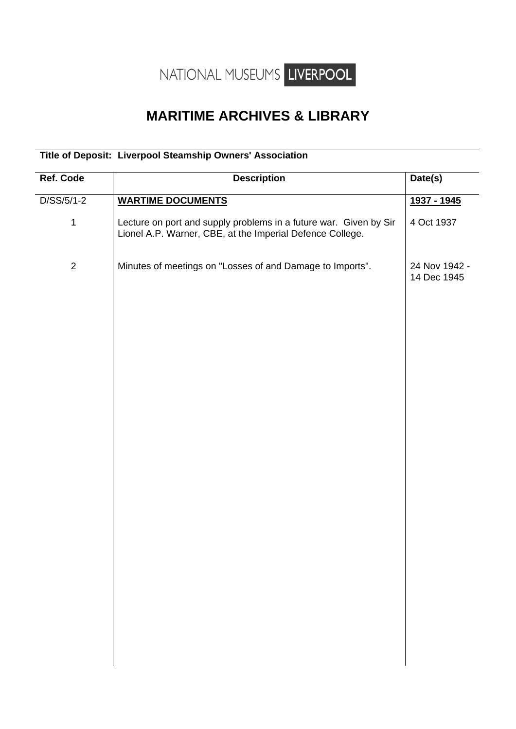NATIONAL MUSEUMS LIVERPOOL

# MARITIME ARCHIVES & LIBRARY

**Title of Deposit: Liverpool Steamship Owners' Association**

| Ref. Code | Description | Date(s) |
|---|---|---|
| D/SS/5/1-2 | **WARTIME DOCUMENTS** | **1937 - 1945** |
| 1 | Lecture on port and supply problems in a future war. Given by Sir Lionel A.P. Warner, CBE, at the Imperial Defence College. | 4 Oct 1937 |
| 2 | Minutes of meetings on "Losses of and Damage to Imports". | 24 Nov 1942 - 14 Dec 1945 |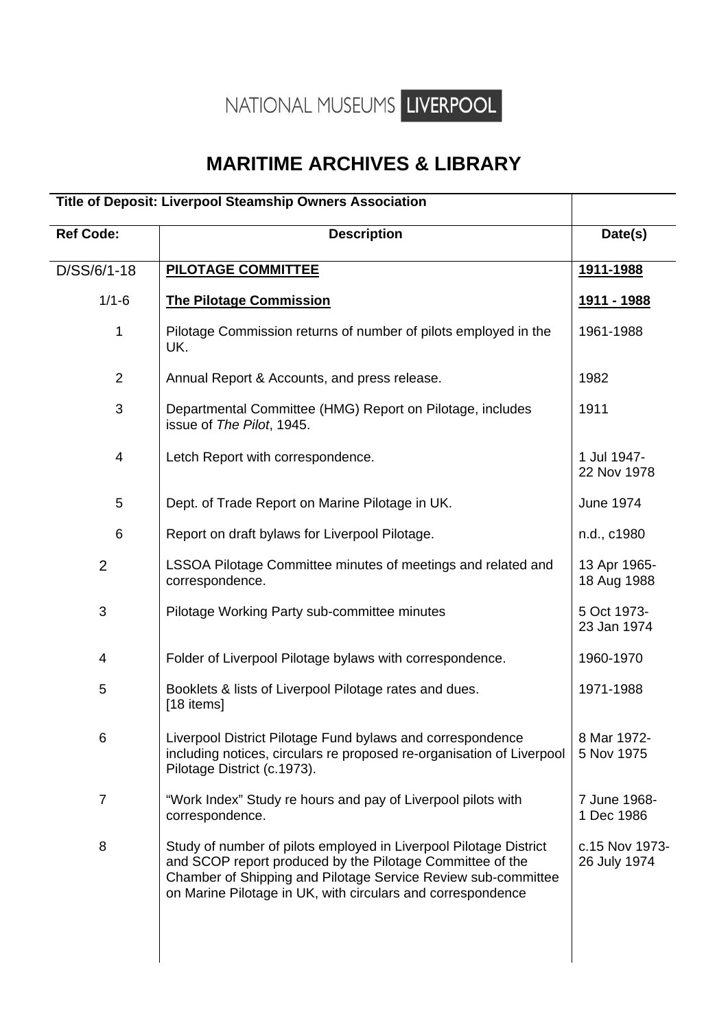NATIONAL MUSEUMS LIVERPOOL

# MARITIME ARCHIVES & LIBRARY

| Title of Deposit: Liverpool Steamship Owners Association | | |
|---|---|---|
| **Ref Code:** | **Description** | **Date(s)** |
| D/SS/6/1-18 | **PILOTAGE COMMITTEE** | **1911-1988** |
| 1/1-6 | **The Pilotage Commission** | **1911 - 1988** |
| 1 | Pilotage Commission returns of number of pilots employed in the UK. | 1961-1988 |
| 2 | Annual Report & Accounts, and press release. | 1982 |
| 3 | Departmental Committee (HMG) Report on Pilotage, includes issue of *The Pilot*, 1945. | 1911 |
| 4 | Letch Report with correspondence. | 1 Jul 1947-22 Nov 1978 |
| 5 | Dept. of Trade Report on Marine Pilotage in UK. | June 1974 |
| 6 | Report on draft bylaws for Liverpool Pilotage. | n.d., c1980 |
| 2 | LSSOA Pilotage Committee minutes of meetings and related and correspondence. | 13 Apr 1965-18 Aug 1988 |
| 3 | Pilotage Working Party sub-committee minutes | 5 Oct 1973-23 Jan 1974 |
| 4 | Folder of Liverpool Pilotage bylaws with correspondence. | 1960-1970 |
| 5 | Booklets & lists of Liverpool Pilotage rates and dues. [18 items] | 1971-1988 |
| 6 | Liverpool District Pilotage Fund bylaws and correspondence including notices, circulars re proposed re-organisation of Liverpool Pilotage District (c.1973). | 8 Mar 1972-5 Nov 1975 |
| 7 | "Work Index" Study re hours and pay of Liverpool pilots with correspondence. | 7 June 1968-1 Dec 1986 |
| 8 | Study of number of pilots employed in Liverpool Pilotage District and SCOP report produced by the Pilotage Committee of the Chamber of Shipping and Pilotage Service Review sub-committee on Marine Pilotage in UK, with circulars and correspondence | c.15 Nov 1973-26 July 1974 |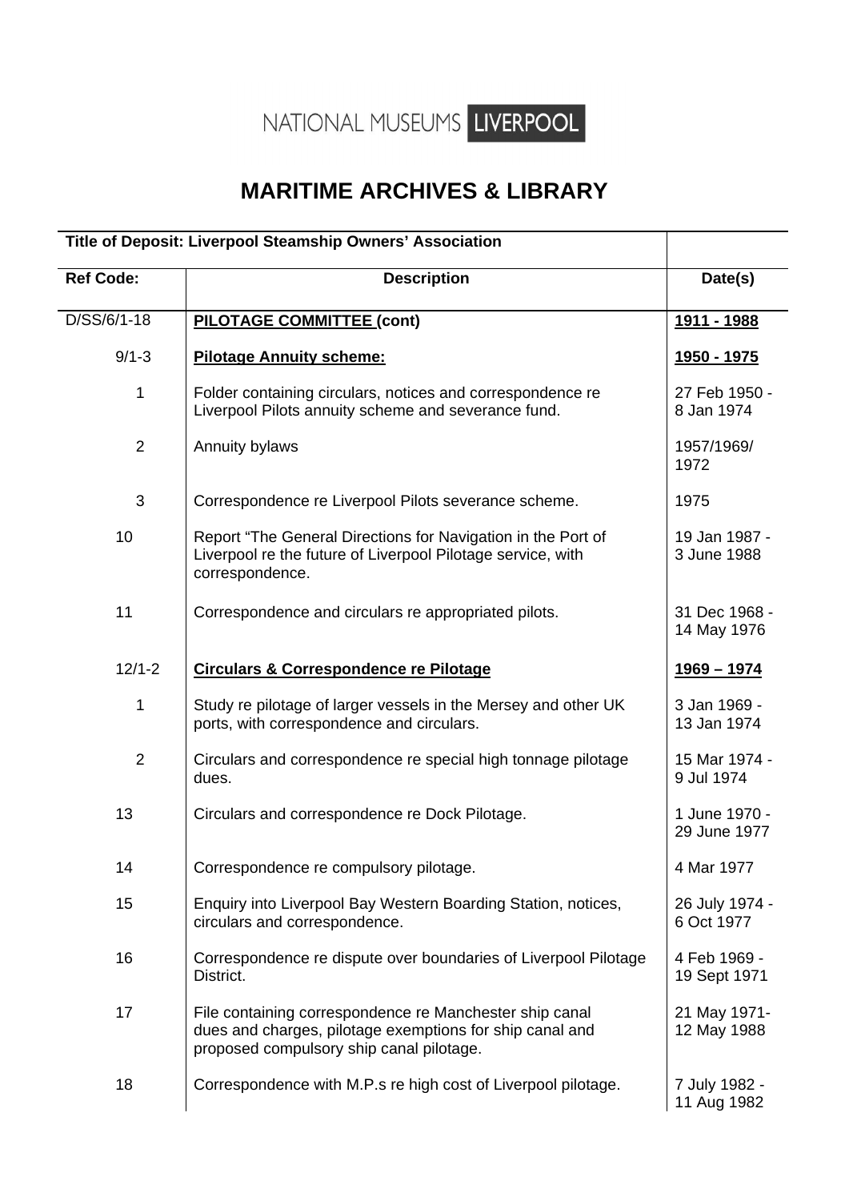NATIONAL MUSEUMS LIVERPOOL

# MARITIME ARCHIVES & LIBRARY

| Title of Deposit: Liverpool Steamship Owners' Association | | |
|---|---|---|
| **Ref Code:** | **Description** | **Date(s)** |
| D/SS/6/1-18 | **PILOTAGE COMMITTEE (cont)** | **1911 - 1988** |
| 9/1-3 | **Pilotage Annuity scheme:** | **1950 - 1975** |
| 1 | Folder containing circulars, notices and correspondence re Liverpool Pilots annuity scheme and severance fund. | 27 Feb 1950 - 8 Jan 1974 |
| 2 | Annuity bylaws | 1957/1969/ 1972 |
| 3 | Correspondence re Liverpool Pilots severance scheme. | 1975 |
| 10 | Report "The General Directions for Navigation in the Port of Liverpool re the future of Liverpool Pilotage service, with correspondence. | 19 Jan 1987 - 3 June 1988 |
| 11 | Correspondence and circulars re appropriated pilots. | 31 Dec 1968 - 14 May 1976 |
| 12/1-2 | **Circulars & Correspondence re Pilotage** | **1969 – 1974** |
| 1 | Study re pilotage of larger vessels in the Mersey and other UK ports, with correspondence and circulars. | 3 Jan 1969 - 13 Jan 1974 |
| 2 | Circulars and correspondence re special high tonnage pilotage dues. | 15 Mar 1974 - 9 Jul 1974 |
| 13 | Circulars and correspondence re Dock Pilotage. | 1 June 1970 - 29 June 1977 |
| 14 | Correspondence re compulsory pilotage. | 4 Mar 1977 |
| 15 | Enquiry into Liverpool Bay Western Boarding Station, notices, circulars and correspondence. | 26 July 1974 - 6 Oct 1977 |
| 16 | Correspondence re dispute over boundaries of Liverpool Pilotage District. | 4 Feb 1969 - 19 Sept 1971 |
| 17 | File containing correspondence re Manchester ship canal dues and charges, pilotage exemptions for ship canal and proposed compulsory ship canal pilotage. | 21 May 1971- 12 May 1988 |
| 18 | Correspondence with M.P.s re high cost of Liverpool pilotage. | 7 July 1982 - 11 Aug 1982 |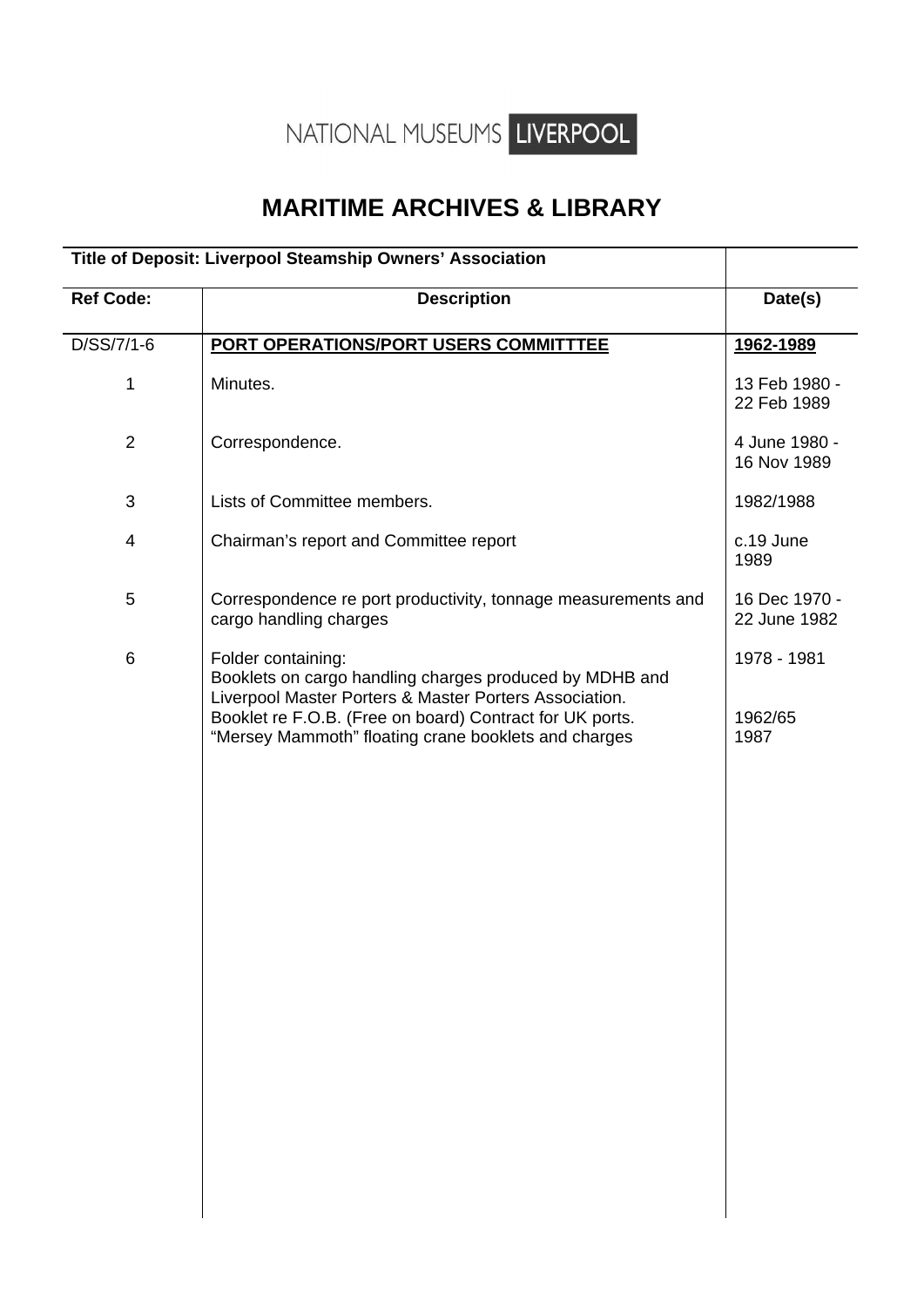NATIONAL MUSEUMS LIVERPOOL

# MARITIME ARCHIVES & LIBRARY

| Title of Deposit: Liverpool Steamship Owners' Association | | |
|---|---|---|
| **Ref Code:** | **Description** | **Date(s)** |
| D/SS/7/1-6 | **PORT OPERATIONS/PORT USERS COMMITTTEE** | **1962-1989** |
| 1 | Minutes. | 13 Feb 1980 - 22 Feb 1989 |
| 2 | Correspondence. | 4 June 1980 - 16 Nov 1989 |
| 3 | Lists of Committee members. | 1982/1988 |
| 4 | Chairman's report and Committee report | c.19 June 1989 |
| 5 | Correspondence re port productivity, tonnage measurements and cargo handling charges | 16 Dec 1970 - 22 June 1982 |
| 6 | Folder containing:<br>Booklets on cargo handling charges produced by MDHB and Liverpool Master Porters & Master Porters Association.<br>Booklet re F.O.B. (Free on board) Contract for UK ports.<br>"Mersey Mammoth" floating crane booklets and charges | 1978 - 1981<br><br>1962/65<br>1987 |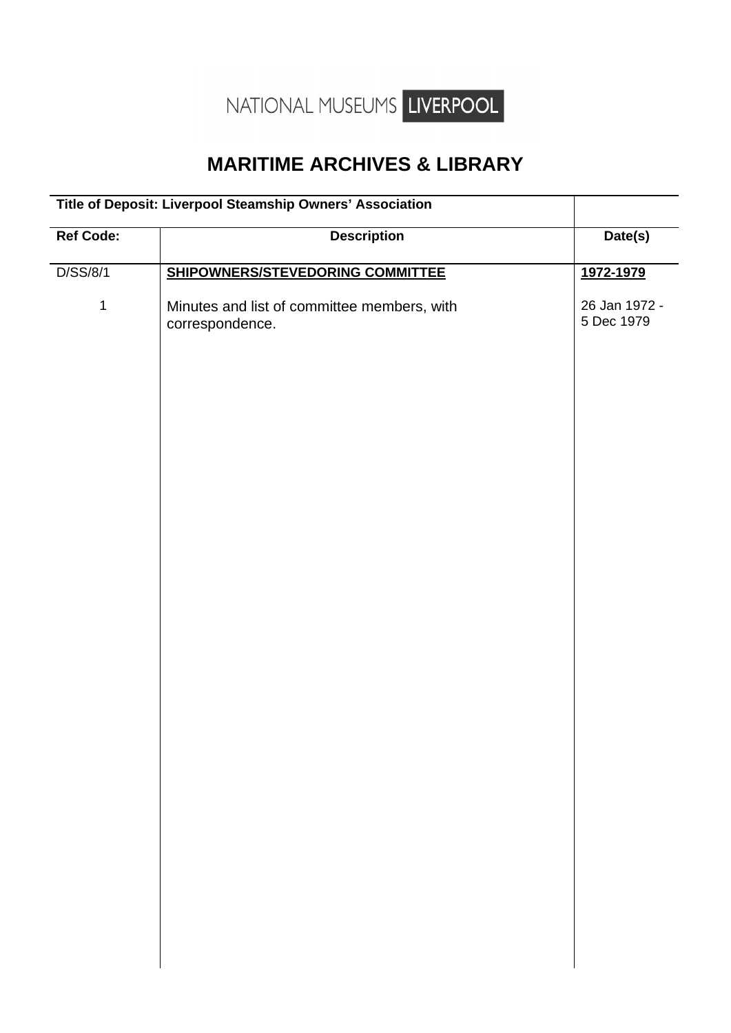NATIONAL MUSEUMS LIVERPOOL

# MARITIME ARCHIVES & LIBRARY

| Title of Deposit: Liverpool Steamship Owners' Association | | |
|---|---|---|
| **Ref Code:** | **Description** | **Date(s)** |
| D/SS/8/1 | **SHIPOWNERS/STEVEDORING COMMITTEE** | **1972-1979** |
| 1 | Minutes and list of committee members, with correspondence. | 26 Jan 1972 - 5 Dec 1979 |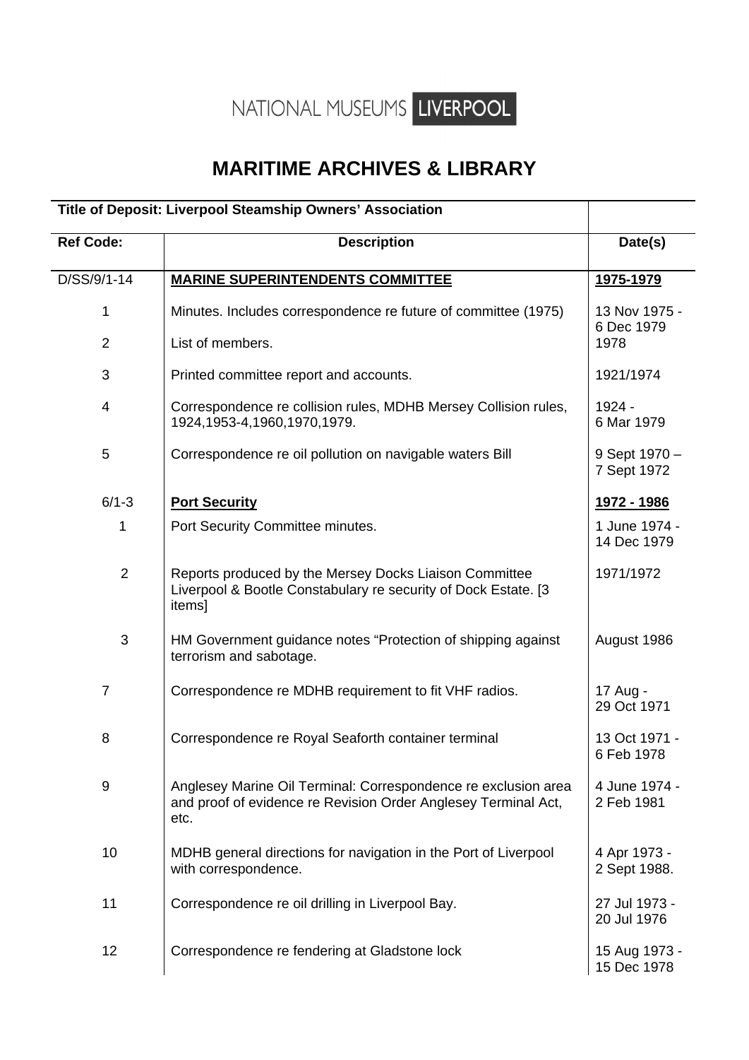NATIONAL MUSEUMS LIVERPOOL

# MARITIME ARCHIVES & LIBRARY

| Title of Deposit: Liverpool Steamship Owners' Association | | |
|---|---|---|
| **Ref Code:** | **Description** | **Date(s)** |
| D/SS/9/1-14 | **MARINE SUPERINTENDENTS COMMITTEE** | **1975-1979** |
| 1 | Minutes. Includes correspondence re future of committee (1975) | 13 Nov 1975 - 6 Dec 1979 |
| 2 | List of members. | 1978 |
| 3 | Printed committee report and accounts. | 1921/1974 |
| 4 | Correspondence re collision rules, MDHB Mersey Collision rules, 1924,1953-4,1960,1970,1979. | 1924 - 6 Mar 1979 |
| 5 | Correspondence re oil pollution on navigable waters Bill | 9 Sept 1970 – 7 Sept 1972 |
| 6/1-3 | **Port Security** | **1972 - 1986** |
| 1 | Port Security Committee minutes. | 1 June 1974 - 14 Dec 1979 |
| 2 | Reports produced by the Mersey Docks Liaison Committee Liverpool & Bootle Constabulary re security of Dock Estate. [3 items] | 1971/1972 |
| 3 | HM Government guidance notes "Protection of shipping against terrorism and sabotage. | August 1986 |
| 7 | Correspondence re MDHB requirement to fit VHF radios. | 17 Aug - 29 Oct 1971 |
| 8 | Correspondence re Royal Seaforth container terminal | 13 Oct 1971 - 6 Feb 1978 |
| 9 | Anglesey Marine Oil Terminal: Correspondence re exclusion area and proof of evidence re Revision Order Anglesey Terminal Act, etc. | 4 June 1974 - 2 Feb 1981 |
| 10 | MDHB general directions for navigation in the Port of Liverpool with correspondence. | 4 Apr 1973 - 2 Sept 1988. |
| 11 | Correspondence re oil drilling in Liverpool Bay. | 27 Jul 1973 - 20 Jul 1976 |
| 12 | Correspondence re fendering at Gladstone lock | 15 Aug 1973 - 15 Dec 1978 |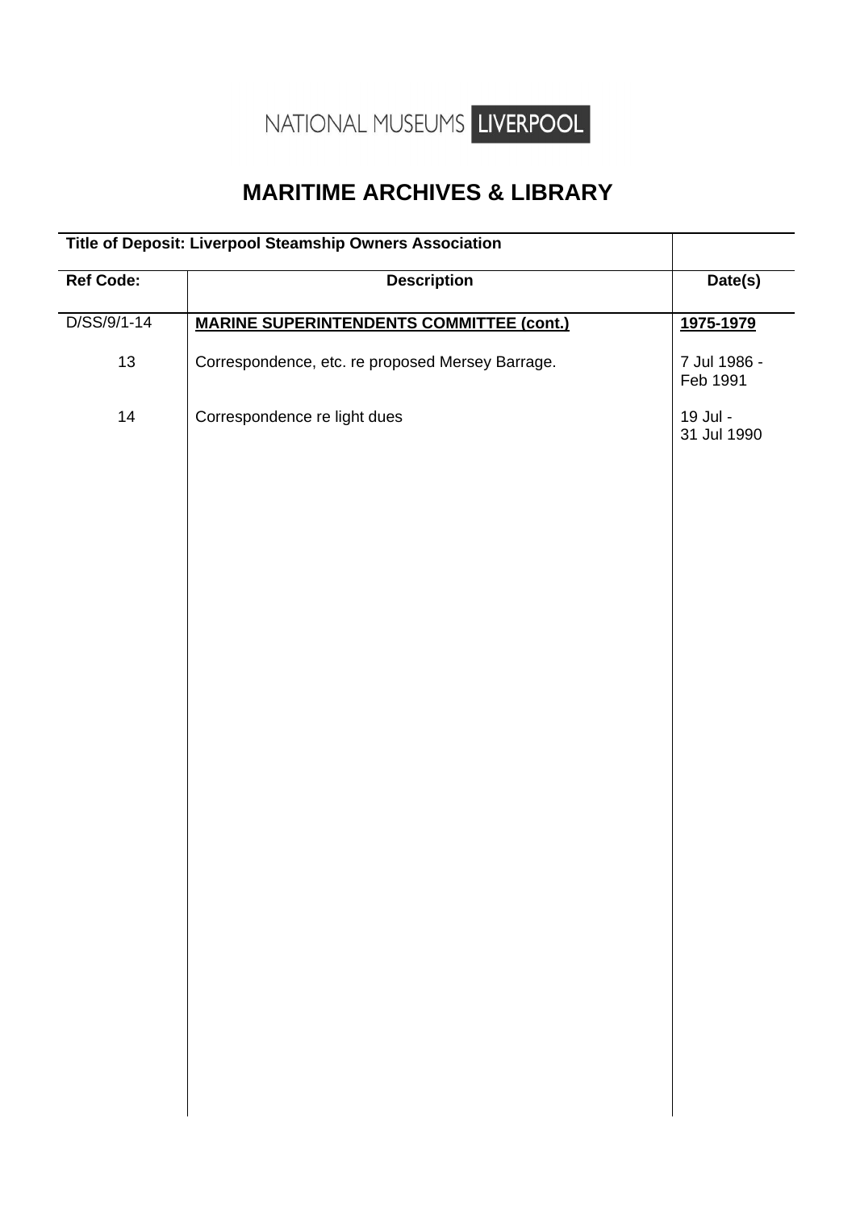NATIONAL MUSEUMS LIVERPOOL

# MARITIME ARCHIVES & LIBRARY

| Title of Deposit: Liverpool Steamship Owners Association | | |
|---|---|---|
| **Ref Code:** | **Description** | **Date(s)** |
| D/SS/9/1-14 | **MARINE SUPERINTENDENTS COMMITTEE (cont.)** | **1975-1979** |
| 13 | Correspondence, etc. re proposed Mersey Barrage. | 7 Jul 1986 - Feb 1991 |
| 14 | Correspondence re light dues | 19 Jul - 31 Jul 1990 |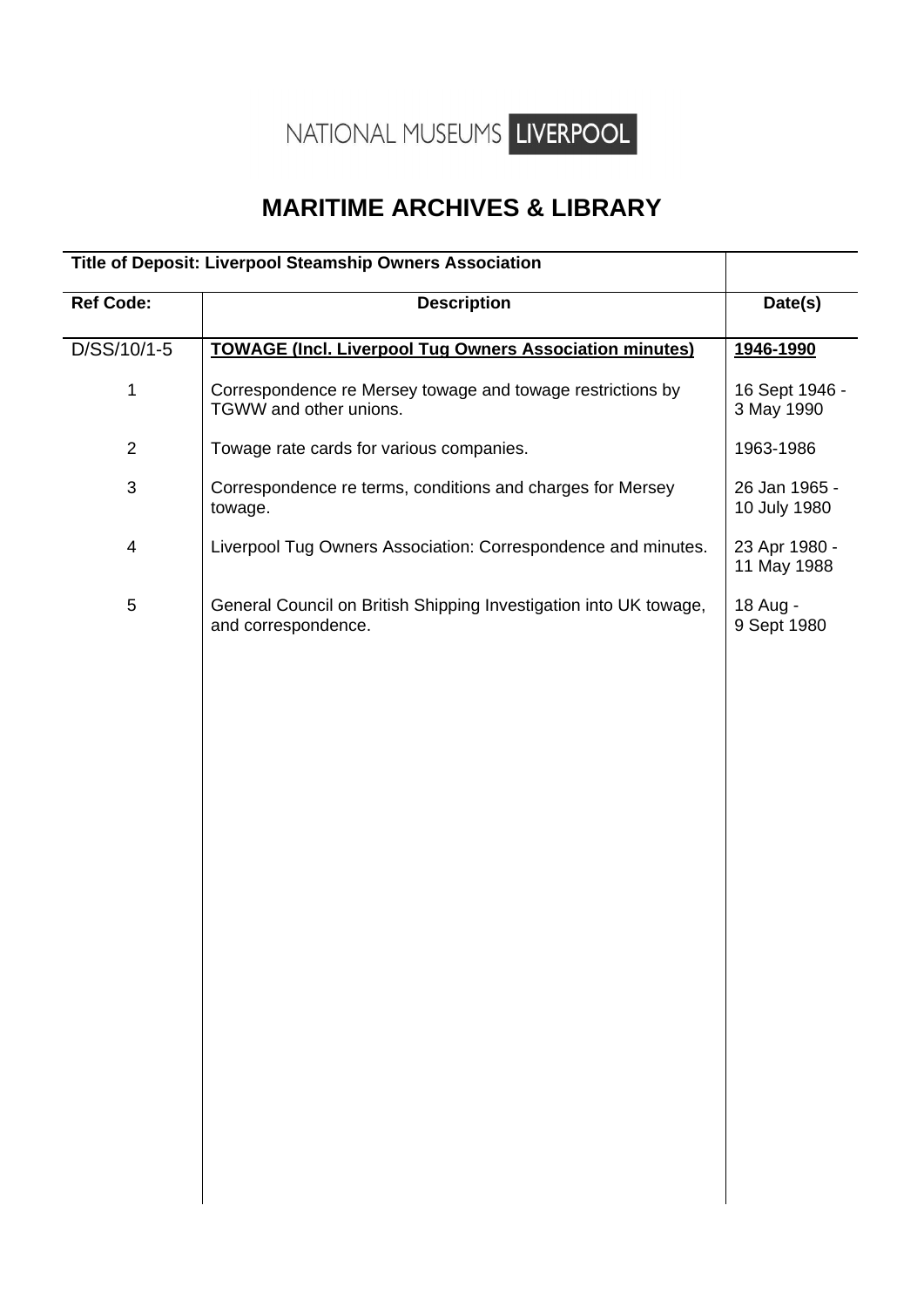NATIONAL MUSEUMS LIVERPOOL

# MARITIME ARCHIVES & LIBRARY

| **Title of Deposit: Liverpool Steamship Owners Association** | | |
|---|---|---|
| **Ref Code:** | **Description** | **Date(s)** |
| D/SS/10/1-5 | **TOWAGE (Incl. Liverpool Tug Owners Association minutes)** | **1946-1990** |
| 1 | Correspondence re Mersey towage and towage restrictions by TGWW and other unions. | 16 Sept 1946 - 3 May 1990 |
| 2 | Towage rate cards for various companies. | 1963-1986 |
| 3 | Correspondence re terms, conditions and charges for Mersey towage. | 26 Jan 1965 - 10 July 1980 |
| 4 | Liverpool Tug Owners Association: Correspondence and minutes. | 23 Apr 1980 - 11 May 1988 |
| 5 | General Council on British Shipping Investigation into UK towage, and correspondence. | 18 Aug - 9 Sept 1980 |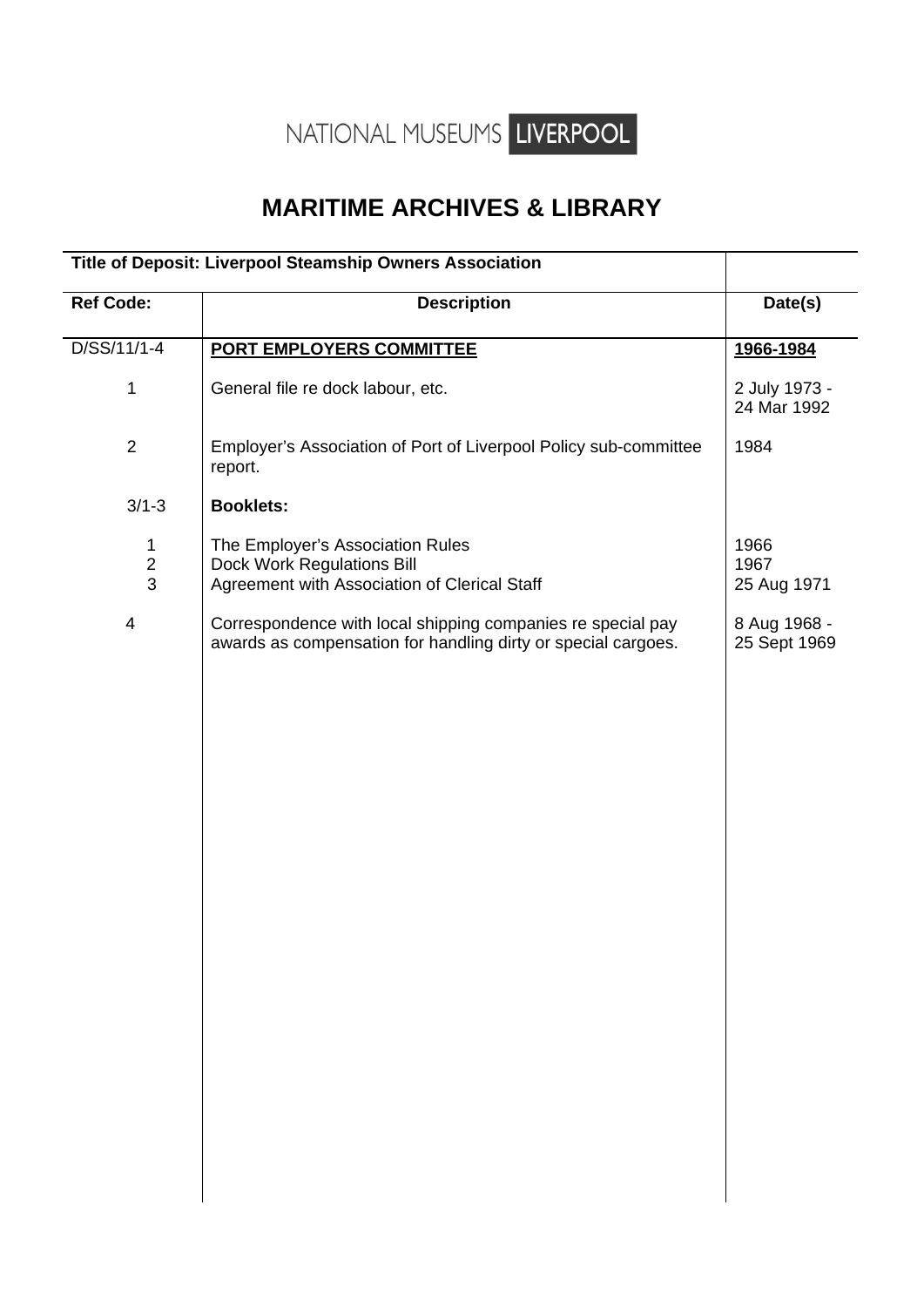NATIONAL MUSEUMS LIVERPOOL

# MARITIME ARCHIVES & LIBRARY

| Title of Deposit: Liverpool Steamship Owners Association | | |
|---|---|---|
| **Ref Code:** | **Description** | **Date(s)** |
| D/SS/11/1-4 | **PORT EMPLOYERS COMMITTEE** | **1966-1984** |
| 1 | General file re dock labour, etc. | 2 July 1973 - 24 Mar 1992 |
| 2 | Employer's Association of Port of Liverpool Policy sub-committee report. | 1984 |
| 3/1-3 | **Booklets:** | |
| 1 | The Employer's Association Rules | 1966 |
| 2 | Dock Work Regulations Bill | 1967 |
| 3 | Agreement with Association of Clerical Staff | 25 Aug 1971 |
| 4 | Correspondence with local shipping companies re special pay awards as compensation for handling dirty or special cargoes. | 8 Aug 1968 - 25 Sept 1969 |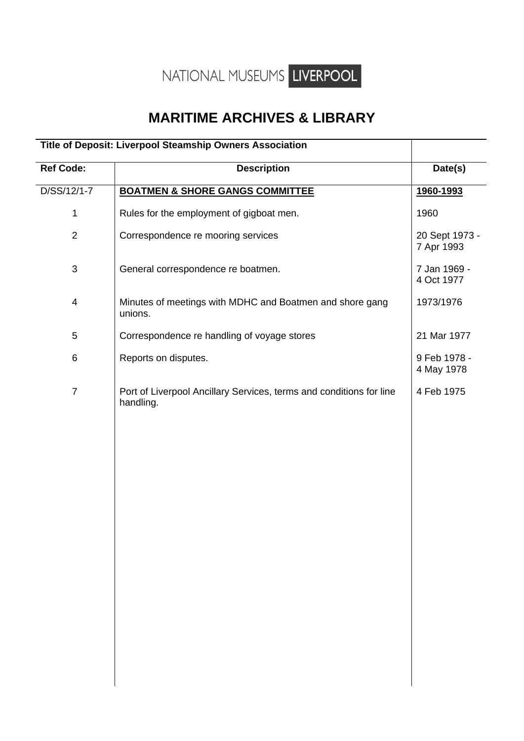NATIONAL MUSEUMS LIVERPOOL

# MARITIME ARCHIVES & LIBRARY

| Title of Deposit: Liverpool Steamship Owners Association | | |
|---|---|---|
| **Ref Code:** | **Description** | **Date(s)** |
| D/SS/12/1-7 | **BOATMEN & SHORE GANGS COMMITTEE** | **1960-1993** |
| 1 | Rules for the employment of gigboat men. | 1960 |
| 2 | Correspondence re mooring services | 20 Sept 1973 - 7 Apr 1993 |
| 3 | General correspondence re boatmen. | 7 Jan 1969 - 4 Oct 1977 |
| 4 | Minutes of meetings with MDHC and Boatmen and shore gang unions. | 1973/1976 |
| 5 | Correspondence re handling of voyage stores | 21 Mar 1977 |
| 6 | Reports on disputes. | 9 Feb 1978 - 4 May 1978 |
| 7 | Port of Liverpool Ancillary Services, terms and conditions for line handling. | 4 Feb 1975 |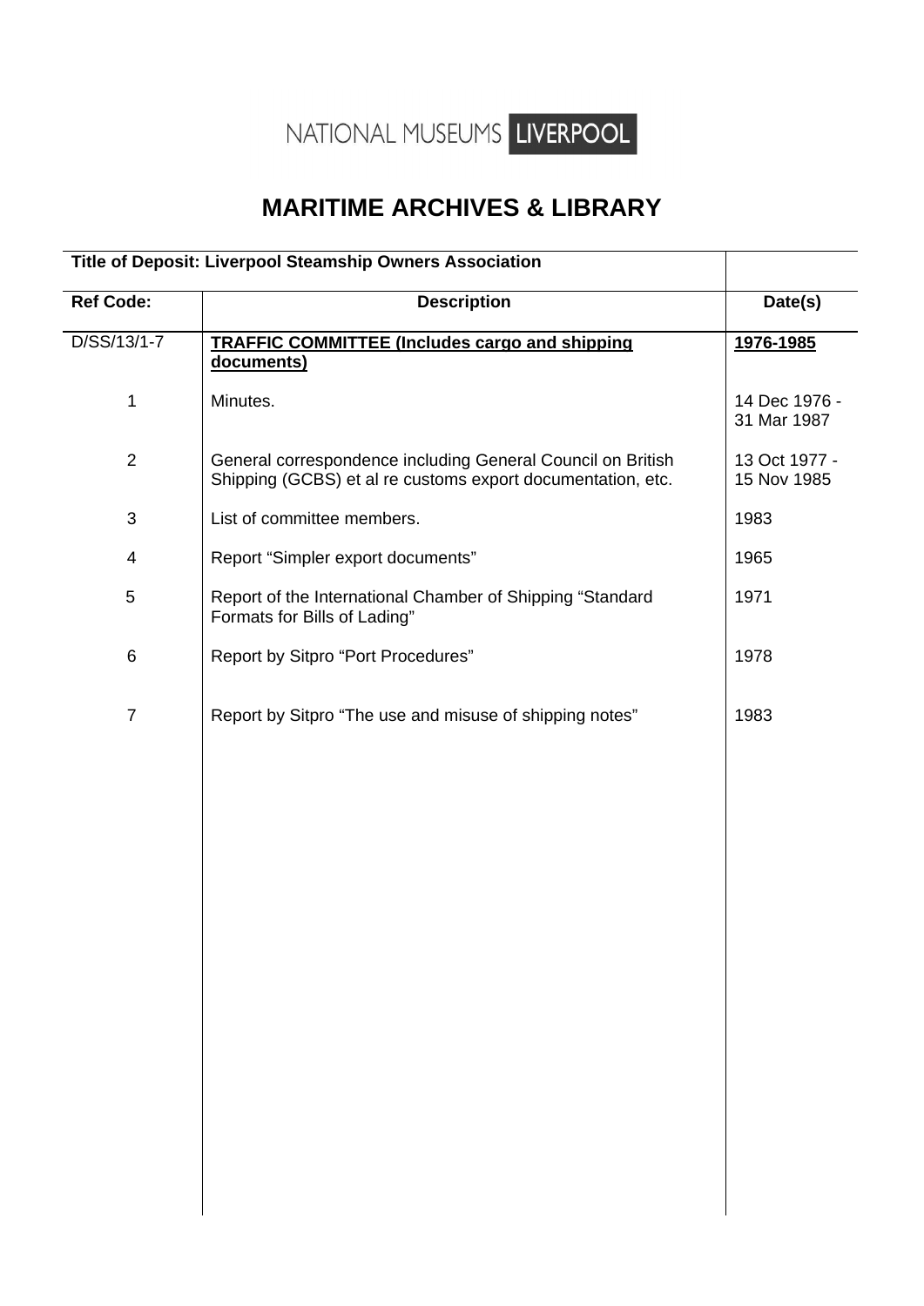NATIONAL MUSEUMS LIVERPOOL

# MARITIME ARCHIVES & LIBRARY

| Title of Deposit: Liverpool Steamship Owners Association | | |
|---|---|---|
| **Ref Code:** | **Description** | **Date(s)** |
| D/SS/13/1-7 | **TRAFFIC COMMITTEE (Includes cargo and shipping documents)** | **1976-1985** |
| 1 | Minutes. | 14 Dec 1976 - 31 Mar 1987 |
| 2 | General correspondence including General Council on British Shipping (GCBS) et al re customs export documentation, etc. | 13 Oct 1977 - 15 Nov 1985 |
| 3 | List of committee members. | 1983 |
| 4 | Report "Simpler export documents" | 1965 |
| 5 | Report of the International Chamber of Shipping "Standard Formats for Bills of Lading" | 1971 |
| 6 | Report by Sitpro "Port Procedures" | 1978 |
| 7 | Report by Sitpro "The use and misuse of shipping notes" | 1983 |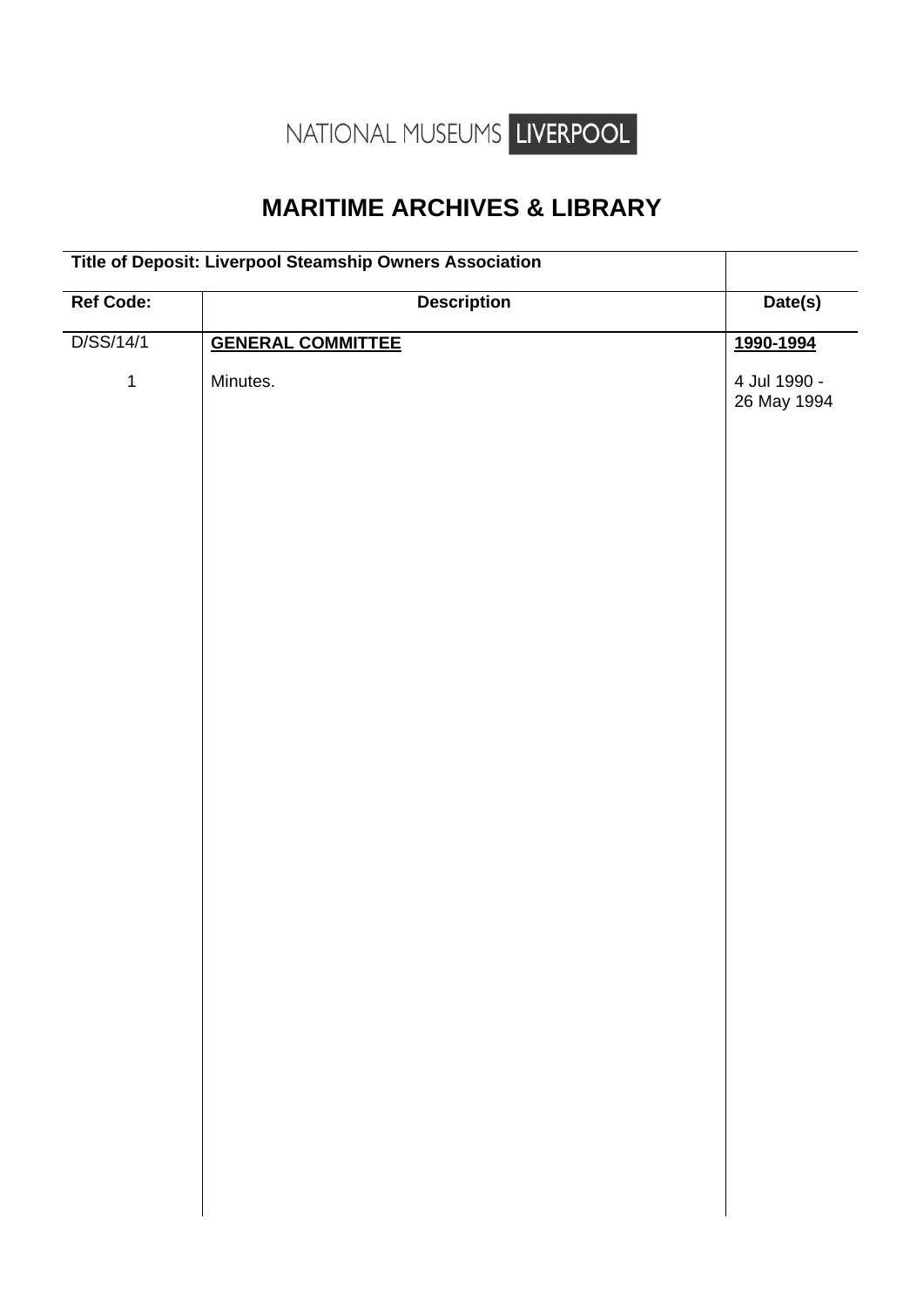NATIONAL MUSEUMS LIVERPOOL

# MARITIME ARCHIVES & LIBRARY

| Title of Deposit: Liverpool Steamship Owners Association | | |
|---|---|---|
| **Ref Code:** | **Description** | **Date(s)** |
| D/SS/14/1 | **GENERAL COMMITTEE** | **1990-1994** |
| 1 | Minutes. | 4 Jul 1990 - 26 May 1994 |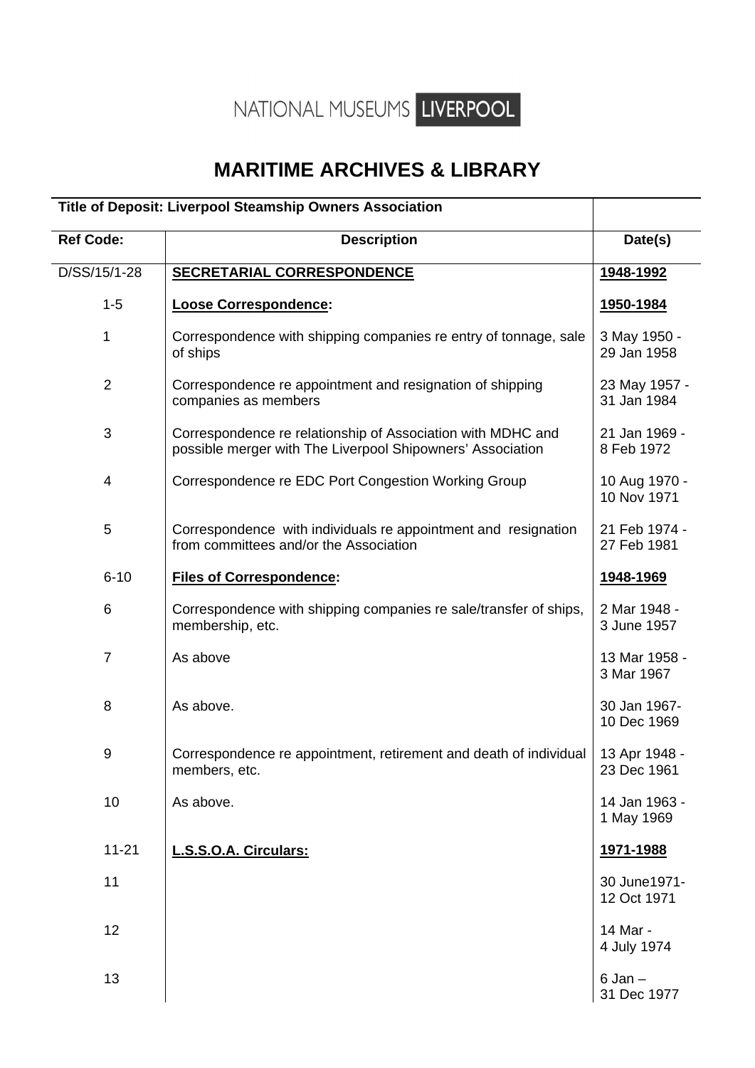NATIONAL MUSEUMS LIVERPOOL

# MARITIME ARCHIVES & LIBRARY

| Title of Deposit: Liverpool Steamship Owners Association | | |
|---|---|---|
| **Ref Code:** | **Description** | **Date(s)** |
| D/SS/15/1-28 | **SECRETARIAL CORRESPONDENCE** | **1948-1992** |
| 1-5 | **Loose Correspondence:** | **1950-1984** |
| 1 | Correspondence with shipping companies re entry of tonnage, sale of ships | 3 May 1950 - 29 Jan 1958 |
| 2 | Correspondence re appointment and resignation of shipping companies as members | 23 May 1957 - 31 Jan 1984 |
| 3 | Correspondence re relationship of Association with MDHC and possible merger with The Liverpool Shipowners' Association | 21 Jan 1969 - 8 Feb 1972 |
| 4 | Correspondence re EDC Port Congestion Working Group | 10 Aug 1970 - 10 Nov 1971 |
| 5 | Correspondence with individuals re appointment and resignation from committees and/or the Association | 21 Feb 1974 - 27 Feb 1981 |
| 6-10 | **Files of Correspondence:** | **1948-1969** |
| 6 | Correspondence with shipping companies re sale/transfer of ships, membership, etc. | 2 Mar 1948 - 3 June 1957 |
| 7 | As above | 13 Mar 1958 - 3 Mar 1967 |
| 8 | As above. | 30 Jan 1967- 10 Dec 1969 |
| 9 | Correspondence re appointment, retirement and death of individual members, etc. | 13 Apr 1948 - 23 Dec 1961 |
| 10 | As above. | 14 Jan 1963 - 1 May 1969 |
| 11-21 | **L.S.S.O.A. Circulars:** | **1971-1988** |
| 11 | | 30 June1971- 12 Oct 1971 |
| 12 | | 14 Mar - 4 July 1974 |
| 13 | | 6 Jan – 31 Dec 1977 |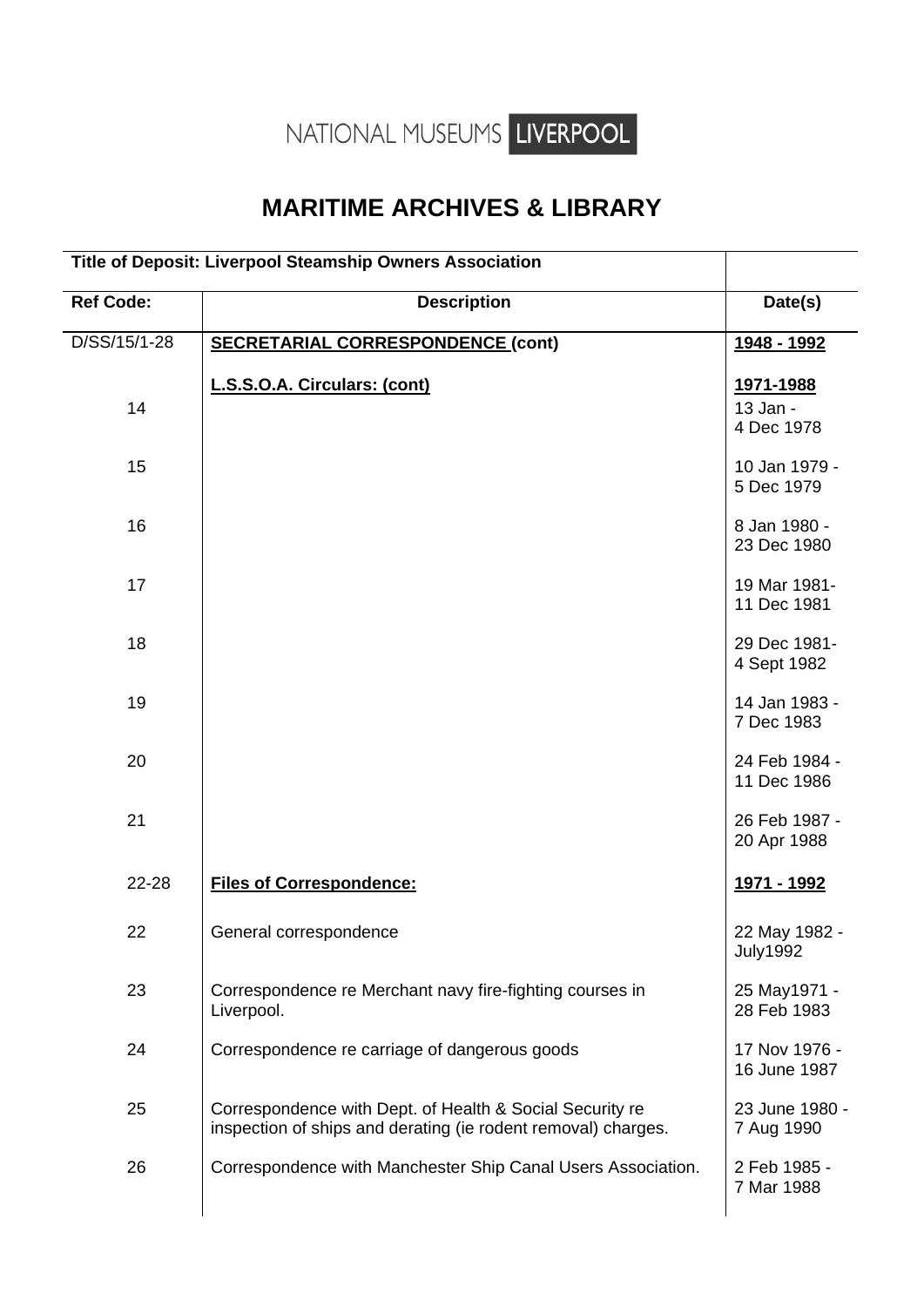NATIONAL MUSEUMS LIVERPOOL

# MARITIME ARCHIVES & LIBRARY

| Title of Deposit: Liverpool Steamship Owners Association | | |
|---|---|---|
| **Ref Code:** | **Description** | **Date(s)** |
| D/SS/15/1-28 | **SECRETARIAL CORRESPONDENCE (cont)** | **1948 - 1992** |
| | **L.S.S.O.A. Circulars: (cont)** | **1971-1988** |
| 14 | | 13 Jan - 4 Dec 1978 |
| 15 | | 10 Jan 1979 - 5 Dec 1979 |
| 16 | | 8 Jan 1980 - 23 Dec 1980 |
| 17 | | 19 Mar 1981- 11 Dec 1981 |
| 18 | | 29 Dec 1981- 4 Sept 1982 |
| 19 | | 14 Jan 1983 - 7 Dec 1983 |
| 20 | | 24 Feb 1984 - 11 Dec 1986 |
| 21 | | 26 Feb 1987 - 20 Apr 1988 |
| 22-28 | **Files of Correspondence:** | **1971 - 1992** |
| 22 | General correspondence | 22 May 1982 - July1992 |
| 23 | Correspondence re Merchant navy fire-fighting courses in Liverpool. | 25 May1971 - 28 Feb 1983 |
| 24 | Correspondence re carriage of dangerous goods | 17 Nov 1976 - 16 June 1987 |
| 25 | Correspondence with Dept. of Health & Social Security re inspection of ships and derating (ie rodent removal) charges. | 23 June 1980 - 7 Aug 1990 |
| 26 | Correspondence with Manchester Ship Canal Users Association. | 2 Feb 1985 - 7 Mar 1988 |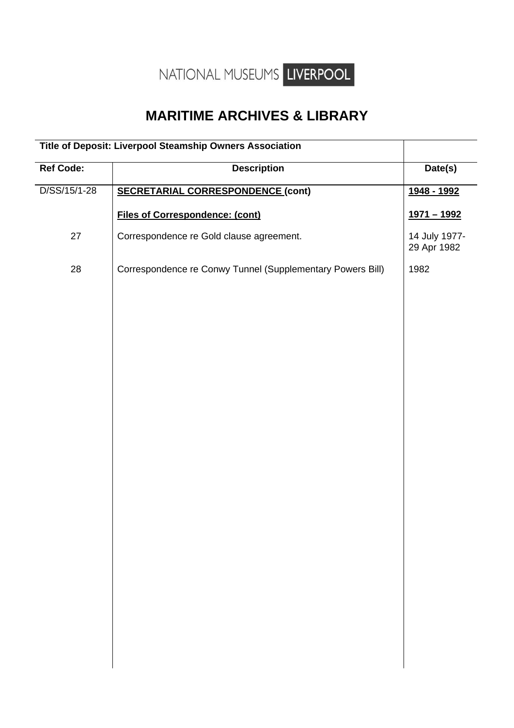NATIONAL MUSEUMS LIVERPOOL

# MARITIME ARCHIVES & LIBRARY

| Title of Deposit: Liverpool Steamship Owners Association | | |
|---|---|---|
| **Ref Code:** | **Description** | **Date(s)** |
| D/SS/15/1-28 | **SECRETARIAL CORRESPONDENCE (cont)** | **1948 - 1992** |
| | **Files of Correspondence: (cont)** | **1971 – 1992** |
| 27 | Correspondence re Gold clause agreement. | 14 July 1977-29 Apr 1982 |
| 28 | Correspondence re Conwy Tunnel (Supplementary Powers Bill) | 1982 |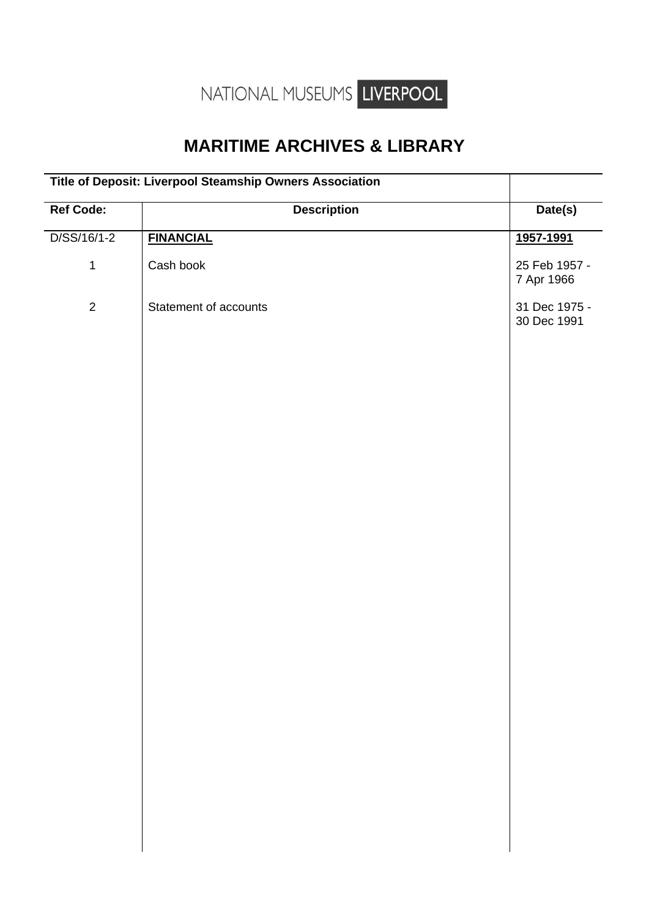NATIONAL MUSEUMS LIVERPOOL

# MARITIME ARCHIVES & LIBRARY

| Title of Deposit: Liverpool Steamship Owners Association | | |
|---|---|---|
| **Ref Code:** | **Description** | **Date(s)** |
| D/SS/16/1-2 | **FINANCIAL** | **1957-1991** |
| 1 | Cash book | 25 Feb 1957 - 7 Apr 1966 |
| 2 | Statement of accounts | 31 Dec 1975 - 30 Dec 1991 |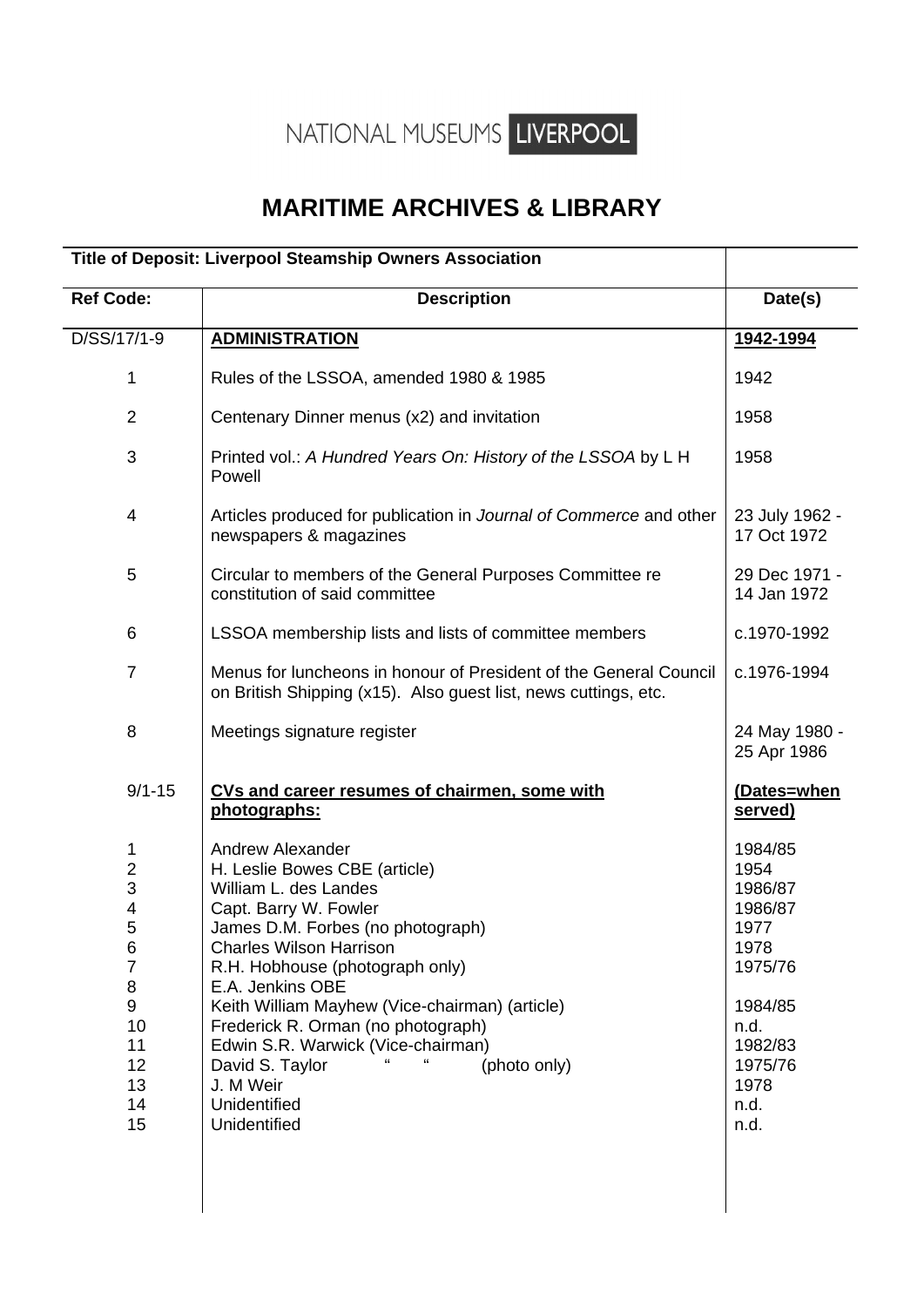NATIONAL MUSEUMS LIVERPOOL

# MARITIME ARCHIVES & LIBRARY

| Title of Deposit: Liverpool Steamship Owners Association | | |
|---|---|---|
| **Ref Code:** | **Description** | **Date(s)** |
| D/SS/17/1-9 | **ADMINISTRATION** | **1942-1994** |
| 1 | Rules of the LSSOA, amended 1980 & 1985 | 1942 |
| 2 | Centenary Dinner menus (x2) and invitation | 1958 |
| 3 | Printed vol.: *A Hundred Years On: History of the LSSOA* by L H Powell | 1958 |
| 4 | Articles produced for publication in *Journal of Commerce* and other newspapers & magazines | 23 July 1962 - 17 Oct 1972 |
| 5 | Circular to members of the General Purposes Committee re constitution of said committee | 29 Dec 1971 - 14 Jan 1972 |
| 6 | LSSOA membership lists and lists of committee members | c.1970-1992 |
| 7 | Menus for luncheons in honour of President of the General Council on British Shipping (x15). Also guest list, news cuttings, etc. | c.1976-1994 |
| 8 | Meetings signature register | 24 May 1980 - 25 Apr 1986 |
| 9/1-15 | **CVs and career resumes of chairmen, some with photographs:** | **(Dates=when served)** |
| 1 | Andrew Alexander | 1984/85 |
| 2 | H. Leslie Bowes CBE (article) | 1954 |
| 3 | William L. des Landes | 1986/87 |
| 4 | Capt. Barry W. Fowler | 1986/87 |
| 5 | James D.M. Forbes (no photograph) | 1977 |
| 6 | Charles Wilson Harrison | 1978 |
| 7 | R.H. Hobhouse (photograph only) | 1975/76 |
| 8 | E.A. Jenkins OBE | |
| 9 | Keith William Mayhew (Vice-chairman) (article) | 1984/85 |
| 10 | Frederick R. Orman (no photograph) | n.d. |
| 11 | Edwin S.R. Warwick (Vice-chairman) | 1982/83 |
| 12 | David S. Taylor " " (photo only) | 1975/76 |
| 13 | J. M Weir | 1978 |
| 14 | Unidentified | n.d. |
| 15 | Unidentified | n.d. |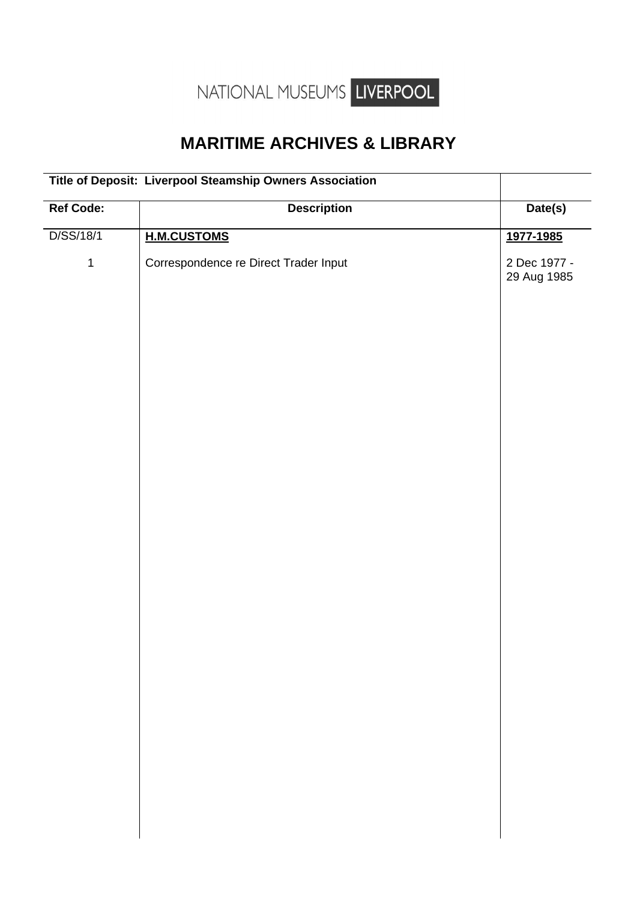NATIONAL MUSEUMS LIVERPOOL

# MARITIME ARCHIVES & LIBRARY

| Title of Deposit: Liverpool Steamship Owners Association | | |
|---|---|---|
| **Ref Code:** | **Description** | **Date(s)** |
| D/SS/18/1 | **H.M.CUSTOMS** | **1977-1985** |
| 1 | Correspondence re Direct Trader Input | 2 Dec 1977 - 29 Aug 1985 |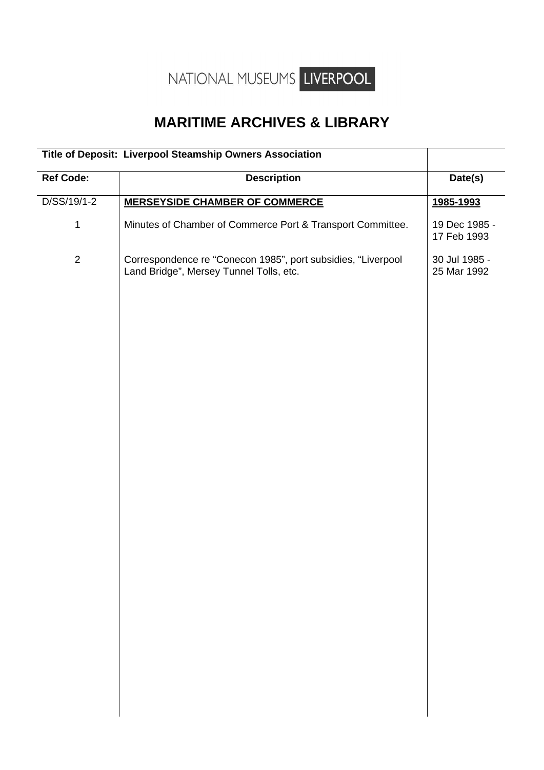NATIONAL MUSEUMS LIVERPOOL

# MARITIME ARCHIVES & LIBRARY

| Title of Deposit: Liverpool Steamship Owners Association | | |
|---|---|---|
| **Ref Code:** | **Description** | **Date(s)** |
| D/SS/19/1-2 | **MERSEYSIDE CHAMBER OF COMMERCE** | **1985-1993** |
| 1 | Minutes of Chamber of Commerce Port & Transport Committee. | 19 Dec 1985 - 17 Feb 1993 |
| 2 | Correspondence re "Conecon 1985", port subsidies, "Liverpool Land Bridge", Mersey Tunnel Tolls, etc. | 30 Jul 1985 - 25 Mar 1992 |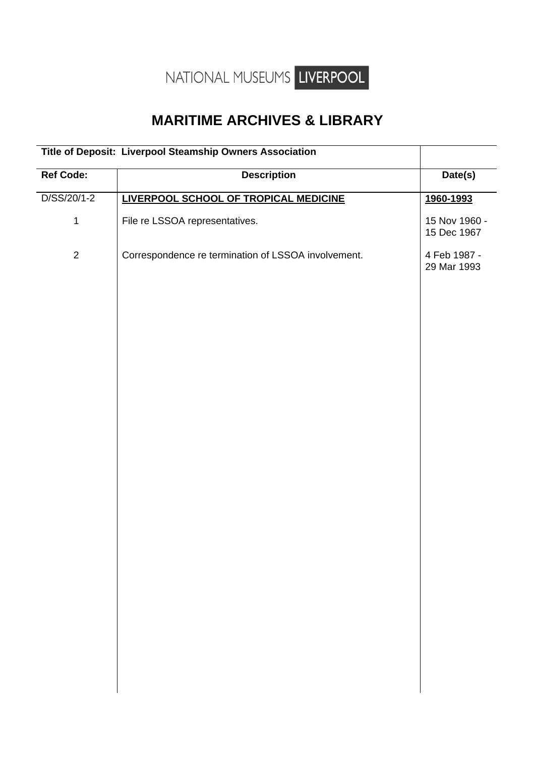NATIONAL MUSEUMS LIVERPOOL

# MARITIME ARCHIVES & LIBRARY

| **Title of Deposit: Liverpool Steamship Owners Association** | | |
|---|---|---|
| **Ref Code:** | **Description** | **Date(s)** |
| D/SS/20/1-2 | **LIVERPOOL SCHOOL OF TROPICAL MEDICINE** | **1960-1993** |
| 1 | File re LSSOA representatives. | 15 Nov 1960 - 15 Dec 1967 |
| 2 | Correspondence re termination of LSSOA involvement. | 4 Feb 1987 - 29 Mar 1993 |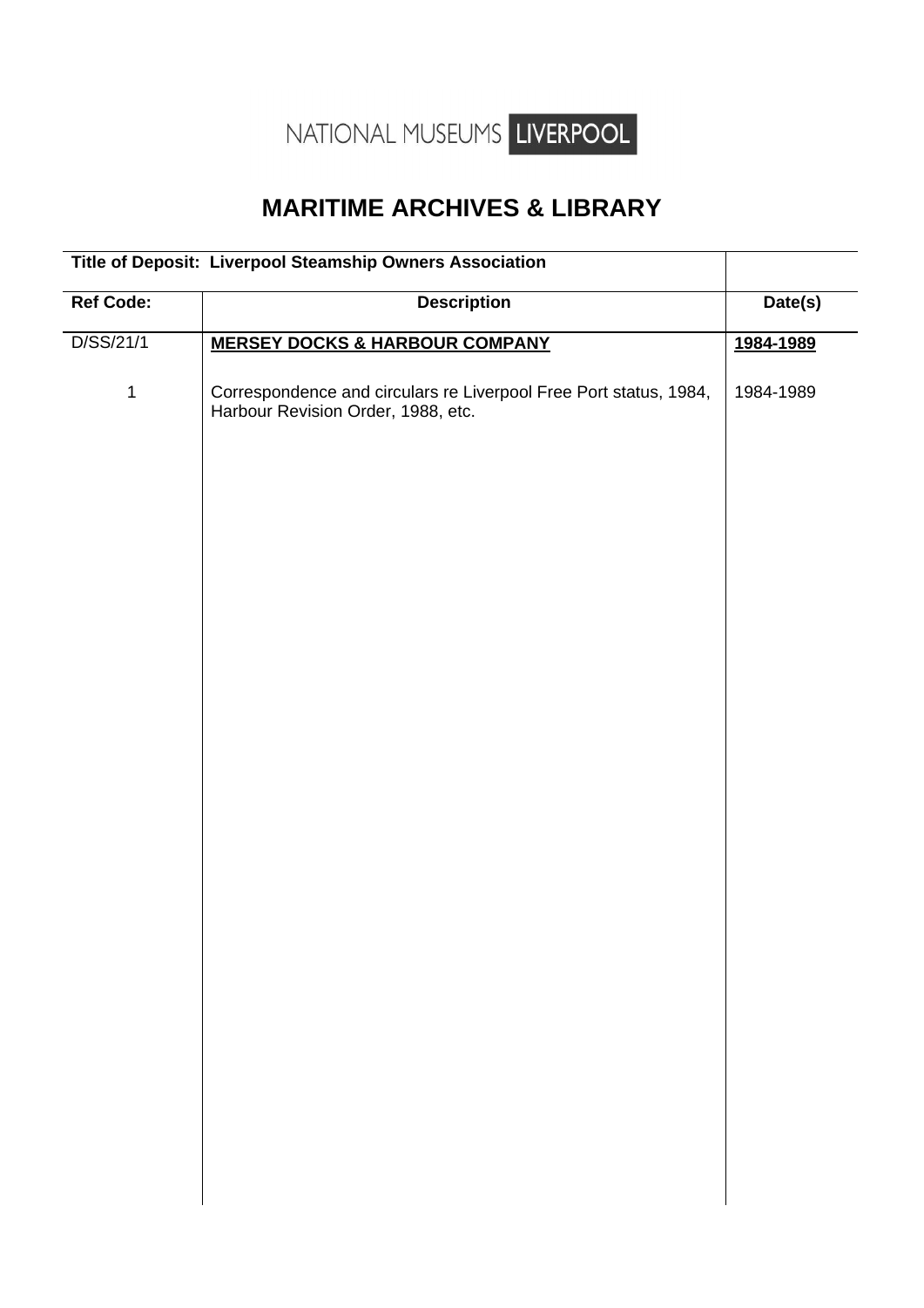NATIONAL MUSEUMS LIVERPOOL

## MARITIME ARCHIVES & LIBRARY

| Title of Deposit: Liverpool Steamship Owners Association | | |
|---|---|---|
| **Ref Code:** | **Description** | **Date(s)** |
| D/SS/21/1 | **MERSEY DOCKS & HARBOUR COMPANY** | **1984-1989** |
| 1 | Correspondence and circulars re Liverpool Free Port status, 1984, Harbour Revision Order, 1988, etc. | 1984-1989 |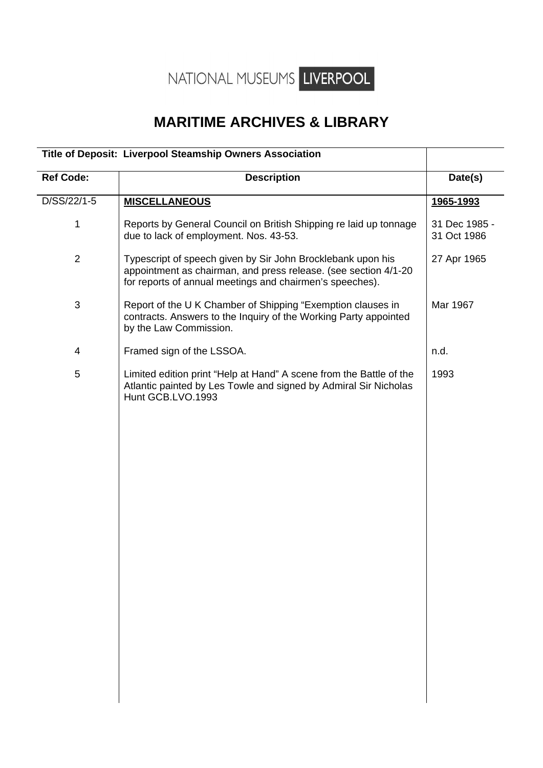NATIONAL MUSEUMS LIVERPOOL

# MARITIME ARCHIVES & LIBRARY

| **Title of Deposit: Liverpool Steamship Owners Association** | | |
|---|---|---|
| **Ref Code:** | **Description** | **Date(s)** |
| D/SS/22/1-5 | **MISCELLANEOUS** | **1965-1993** |
| 1 | Reports by General Council on British Shipping re laid up tonnage due to lack of employment. Nos. 43-53. | 31 Dec 1985 - 31 Oct 1986 |
| 2 | Typescript of speech given by Sir John Brocklebank upon his appointment as chairman, and press release. (see section 4/1-20 for reports of annual meetings and chairmen's speeches). | 27 Apr 1965 |
| 3 | Report of the U K Chamber of Shipping "Exemption clauses in contracts. Answers to the Inquiry of the Working Party appointed by the Law Commission. | Mar 1967 |
| 4 | Framed sign of the LSSOA. | n.d. |
| 5 | Limited edition print "Help at Hand" A scene from the Battle of the Atlantic painted by Les Towle and signed by Admiral Sir Nicholas Hunt GCB.LVO.1993 | 1993 |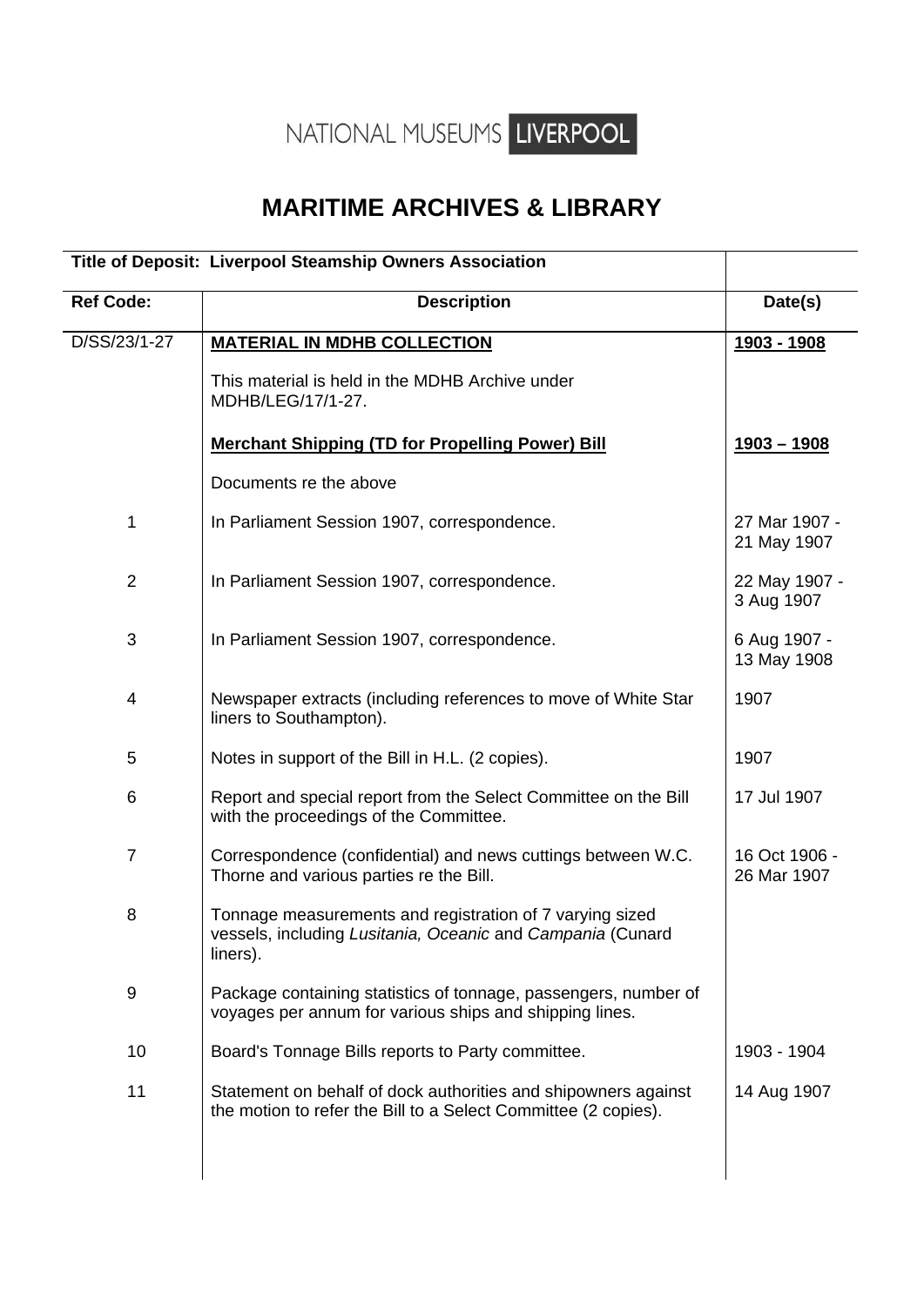NATIONAL MUSEUMS LIVERPOOL

# MARITIME ARCHIVES & LIBRARY

| Title of Deposit: Liverpool Steamship Owners Association | | |
|---|---|---|
| **Ref Code:** | **Description** | **Date(s)** |
| D/SS/23/1-27 | **MATERIAL IN MDHB COLLECTION** | **1903 - 1908** |
| | This material is held in the MDHB Archive under MDHB/LEG/17/1-27. | |
| | **Merchant Shipping (TD for Propelling Power) Bill** | **1903 – 1908** |
| | Documents re the above | |
| 1 | In Parliament Session 1907, correspondence. | 27 Mar 1907 - 21 May 1907 |
| 2 | In Parliament Session 1907, correspondence. | 22 May 1907 - 3 Aug 1907 |
| 3 | In Parliament Session 1907, correspondence. | 6 Aug 1907 - 13 May 1908 |
| 4 | Newspaper extracts (including references to move of White Star liners to Southampton). | 1907 |
| 5 | Notes in support of the Bill in H.L. (2 copies). | 1907 |
| 6 | Report and special report from the Select Committee on the Bill with the proceedings of the Committee. | 17 Jul 1907 |
| 7 | Correspondence (confidential) and news cuttings between W.C. Thorne and various parties re the Bill. | 16 Oct 1906 - 26 Mar 1907 |
| 8 | Tonnage measurements and registration of 7 varying sized vessels, including *Lusitania, Oceanic* and *Campania* (Cunard liners). | |
| 9 | Package containing statistics of tonnage, passengers, number of voyages per annum for various ships and shipping lines. | |
| 10 | Board's Tonnage Bills reports to Party committee. | 1903 - 1904 |
| 11 | Statement on behalf of dock authorities and shipowners against the motion to refer the Bill to a Select Committee (2 copies). | 14 Aug 1907 |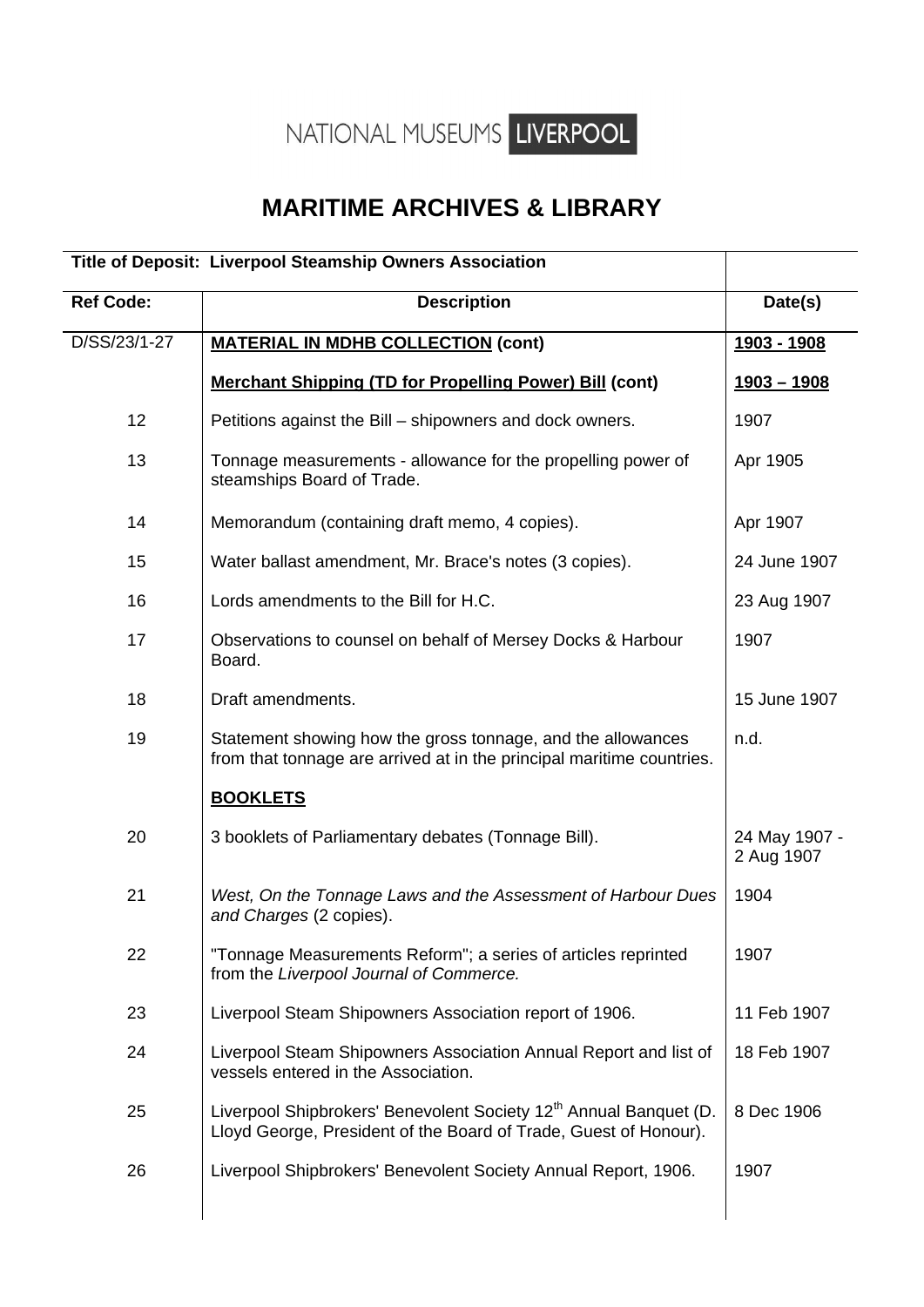NATIONAL MUSEUMS LIVERPOOL

# MARITIME ARCHIVES & LIBRARY

| **Title of Deposit: Liverpool Steamship Owners Association** | | |
|---|---|---|
| **Ref Code:** | **Description** | **Date(s)** |
| D/SS/23/1-27 | **MATERIAL IN MDHB COLLECTION (cont)** | **1903 - 1908** |
| | **Merchant Shipping (TD for Propelling Power) Bill (cont)** | **1903 – 1908** |
| 12 | Petitions against the Bill – shipowners and dock owners. | 1907 |
| 13 | Tonnage measurements - allowance for the propelling power of steamships Board of Trade. | Apr 1905 |
| 14 | Memorandum (containing draft memo, 4 copies). | Apr 1907 |
| 15 | Water ballast amendment, Mr. Brace's notes (3 copies). | 24 June 1907 |
| 16 | Lords amendments to the Bill for H.C. | 23 Aug 1907 |
| 17 | Observations to counsel on behalf of Mersey Docks & Harbour Board. | 1907 |
| 18 | Draft amendments. | 15 June 1907 |
| 19 | Statement showing how the gross tonnage, and the allowances from that tonnage are arrived at in the principal maritime countries. | n.d. |
| | **BOOKLETS** | |
| 20 | 3 booklets of Parliamentary debates (Tonnage Bill). | 24 May 1907 - 2 Aug 1907 |
| 21 | *West, On the Tonnage Laws and the Assessment of Harbour Dues and Charges* (2 copies). | 1904 |
| 22 | "Tonnage Measurements Reform"; a series of articles reprinted from the *Liverpool Journal of Commerce.* | 1907 |
| 23 | Liverpool Steam Shipowners Association report of 1906. | 11 Feb 1907 |
| 24 | Liverpool Steam Shipowners Association Annual Report and list of vessels entered in the Association. | 18 Feb 1907 |
| 25 | Liverpool Shipbrokers' Benevolent Society 12th Annual Banquet (D. Lloyd George, President of the Board of Trade, Guest of Honour). | 8 Dec 1906 |
| 26 | Liverpool Shipbrokers' Benevolent Society Annual Report, 1906. | 1907 |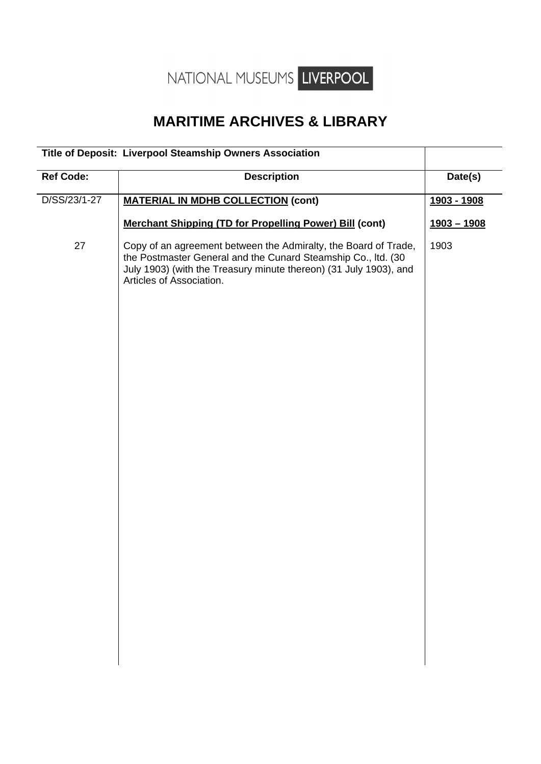NATIONAL MUSEUMS LIVERPOOL

# MARITIME ARCHIVES & LIBRARY

| Title of Deposit: Liverpool Steamship Owners Association | | |
|---|---|---|
| **Ref Code:** | **Description** | **Date(s)** |
| D/SS/23/1-27 | **MATERIAL IN MDHB COLLECTION (cont)** | **1903 - 1908** |
| | **Merchant Shipping (TD for Propelling Power) Bill (cont)** | **1903 – 1908** |
| 27 | Copy of an agreement between the Admiralty, the Board of Trade, the Postmaster General and the Cunard Steamship Co., ltd. (30 July 1903) (with the Treasury minute thereon) (31 July 1903), and Articles of Association. | 1903 |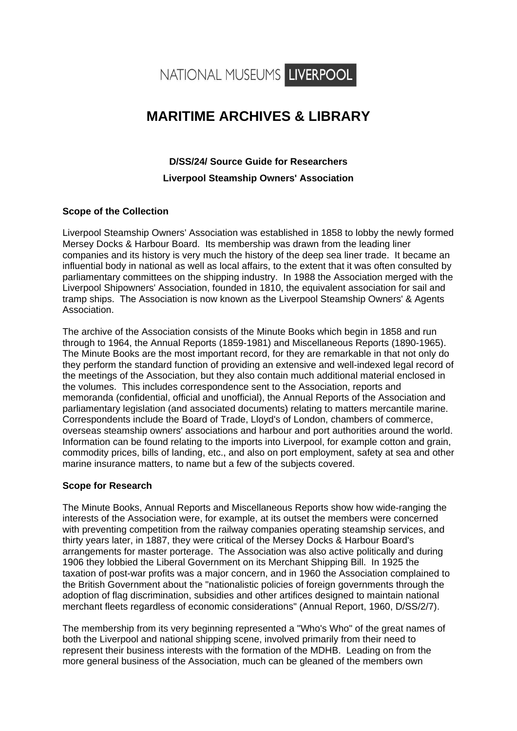NATIONAL MUSEUMS LIVERPOOL

# MARITIME ARCHIVES & LIBRARY

**D/SS/24/ Source Guide for Researchers**

**Liverpool Steamship Owners' Association**

### Scope of the Collection

Liverpool Steamship Owners' Association was established in 1858 to lobby the newly formed Mersey Docks & Harbour Board. Its membership was drawn from the leading liner companies and its history is very much the history of the deep sea liner trade. It became an influential body in national as well as local affairs, to the extent that it was often consulted by parliamentary committees on the shipping industry. In 1988 the Association merged with the Liverpool Shipowners' Association, founded in 1810, the equivalent association for sail and tramp ships. The Association is now known as the Liverpool Steamship Owners' & Agents Association.

The archive of the Association consists of the Minute Books which begin in 1858 and run through to 1964, the Annual Reports (1859-1981) and Miscellaneous Reports (1890-1965). The Minute Books are the most important record, for they are remarkable in that not only do they perform the standard function of providing an extensive and well-indexed legal record of the meetings of the Association, but they also contain much additional material enclosed in the volumes. This includes correspondence sent to the Association, reports and memoranda (confidential, official and unofficial), the Annual Reports of the Association and parliamentary legislation (and associated documents) relating to matters mercantile marine. Correspondents include the Board of Trade, Lloyd's of London, chambers of commerce, overseas steamship owners' associations and harbour and port authorities around the world. Information can be found relating to the imports into Liverpool, for example cotton and grain, commodity prices, bills of landing, etc., and also on port employment, safety at sea and other marine insurance matters, to name but a few of the subjects covered.

### Scope for Research

The Minute Books, Annual Reports and Miscellaneous Reports show how wide-ranging the interests of the Association were, for example, at its outset the members were concerned with preventing competition from the railway companies operating steamship services, and thirty years later, in 1887, they were critical of the Mersey Docks & Harbour Board's arrangements for master porterage. The Association was also active politically and during 1906 they lobbied the Liberal Government on its Merchant Shipping Bill. In 1925 the taxation of post-war profits was a major concern, and in 1960 the Association complained to the British Government about the "nationalistic policies of foreign governments through the adoption of flag discrimination, subsidies and other artifices designed to maintain national merchant fleets regardless of economic considerations" (Annual Report, 1960, D/SS/2/7).

The membership from its very beginning represented a "Who's Who" of the great names of both the Liverpool and national shipping scene, involved primarily from their need to represent their business interests with the formation of the MDHB. Leading on from the more general business of the Association, much can be gleaned of the members own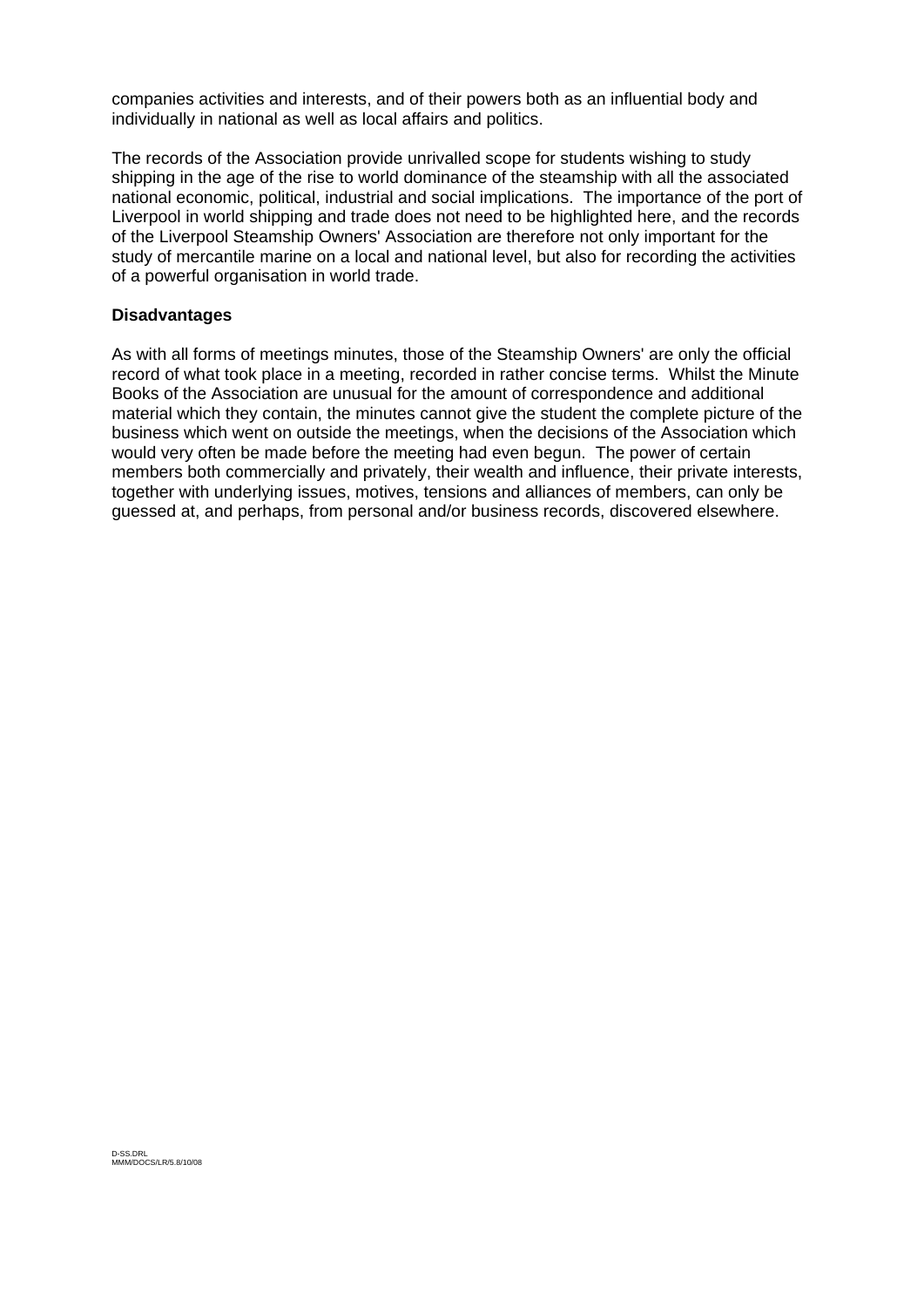companies activities and interests, and of their powers both as an influential body and individually in national as well as local affairs and politics.

The records of the Association provide unrivalled scope for students wishing to study shipping in the age of the rise to world dominance of the steamship with all the associated national economic, political, industrial and social implications. The importance of the port of Liverpool in world shipping and trade does not need to be highlighted here, and the records of the Liverpool Steamship Owners' Association are therefore not only important for the study of mercantile marine on a local and national level, but also for recording the activities of a powerful organisation in world trade.

**Disadvantages**

As with all forms of meetings minutes, those of the Steamship Owners' are only the official record of what took place in a meeting, recorded in rather concise terms. Whilst the Minute Books of the Association are unusual for the amount of correspondence and additional material which they contain, the minutes cannot give the student the complete picture of the business which went on outside the meetings, when the decisions of the Association which would very often be made before the meeting had even begun. The power of certain members both commercially and privately, their wealth and influence, their private interests, together with underlying issues, motives, tensions and alliances of members, can only be guessed at, and perhaps, from personal and/or business records, discovered elsewhere.